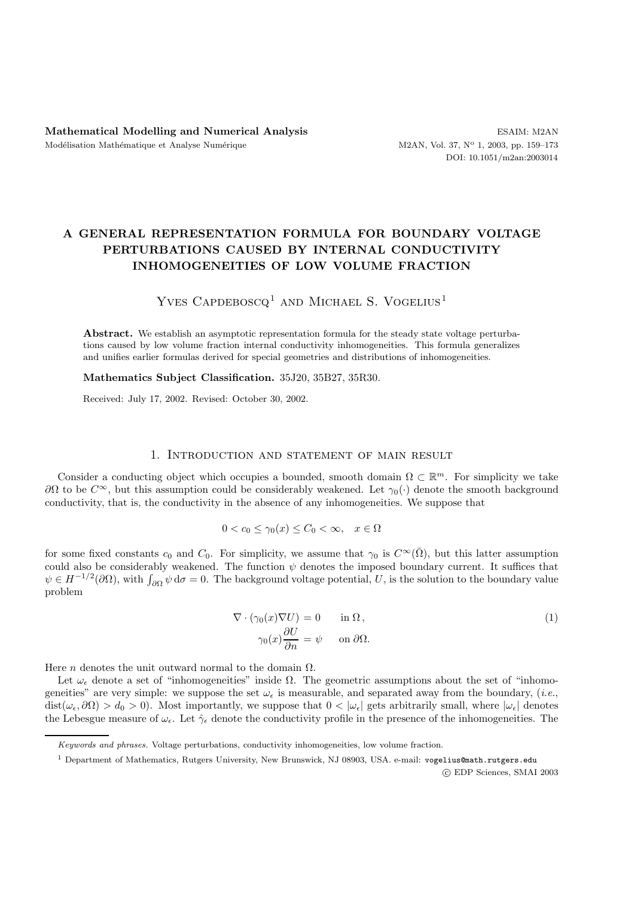# A GENERAL REPRESENTATION FORMULA FOR BOUNDARY VOLTAGE PERTURBATIONS CAUSED BY INTERNAL CONDUCTIVITY INHOMOGENEITIES OF LOW VOLUME FRACTION

Yves Capdeboscq[1] and Michael S. Vogelius[1]

**Abstract.** We establish an asymptotic representation formula for the steady state voltage perturbations caused by low volume fraction internal conductivity inhomogeneities. This formula generalizes and unifies earlier formulas derived for special geometries and distributions of inhomogeneities.

**Mathematics Subject Classification.** 35J20, 35B27, 35R30.

Received: July 17, 2002. Revised: October 30, 2002.

## 1. Introduction and statement of main result

Consider a conducting object which occupies a bounded, smooth domain $\Omega \subset \mathbb{R}^m$. For simplicity we take $\partial\Omega$ to be $C^\infty$, but this assumption could be considerably weakened. Let $\gamma_0(\cdot)$ denote the smooth background conductivity, that is, the conductivity in the absence of any inhomogeneities. We suppose that

$$0 < c_0 \leq \gamma_0(x) \leq C_0 < \infty, \quad x \in \Omega$$

for some fixed constants $c_0$ and $C_0$. For simplicity, we assume that $\gamma_0$ is $C^\infty(\bar{\Omega})$, but this latter assumption could also be considerably weakened. The function $\psi$ denotes the imposed boundary current. It suffices that $\psi \in H^{-1/2}(\partial\Omega)$, with $\int_{\partial\Omega} \psi \, \mathrm{d}\sigma = 0$. The background voltage potential, $U$, is the solution to the boundary value problem

$$\begin{aligned} \nabla \cdot (\gamma_0(x) \nabla U) &= 0 \quad \text{in } \Omega\,, \\ \gamma_0(x) \frac{\partial U}{\partial n} &= \psi \quad \text{on } \partial\Omega. \end{aligned} \tag{1}$$

Here $n$ denotes the unit outward normal to the domain $\Omega$.

Let $\omega_\epsilon$ denote a set of "inhomogeneities" inside $\Omega$. The geometric assumptions about the set of "inhomogeneities" are very simple: we suppose the set $\omega_\epsilon$ is measurable, and separated away from the boundary, (*i.e.*, $\mathrm{dist}(\omega_\epsilon, \partial\Omega) > d_0 > 0$). Most importantly, we suppose that $0 < |\omega_\epsilon|$ gets arbitrarily small, where $|\omega_\epsilon|$ denotes the Lebesgue measure of $\omega_\epsilon$. Let $\hat{\gamma}_\epsilon$ denote the conductivity profile in the presence of the inhomogeneities. The

*Keywords and phrases.* Voltage perturbations, conductivity inhomogeneities, low volume fraction.

[1] Department of Mathematics, Rutgers University, New Brunswick, NJ 08903, USA. e-mail: vogelius@math.rutgers.edu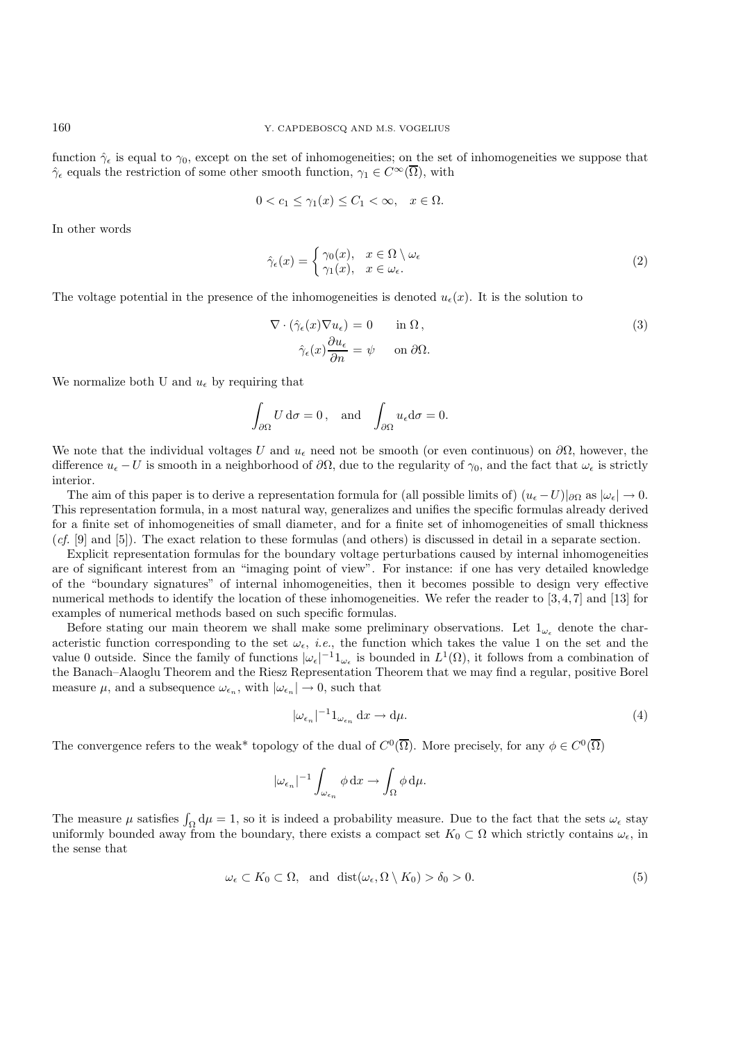function $\hat{\gamma}_\epsilon$ is equal to $\gamma_0$, except on the set of inhomogeneities; on the set of inhomogeneities we suppose that $\hat{\gamma}_\epsilon$ equals the restriction of some other smooth function, $\gamma_1 \in C^\infty(\overline{\Omega})$, with

$$0 < c_1 \leq \gamma_1(x) \leq C_1 < \infty, \quad x \in \Omega.$$

In other words

$$\hat{\gamma}_\epsilon(x) = \begin{cases} \gamma_0(x), & x \in \Omega \setminus \omega_\epsilon \\ \gamma_1(x), & x \in \omega_\epsilon. \end{cases} \tag{2}$$

The voltage potential in the presence of the inhomogeneities is denoted $u_\epsilon(x)$. It is the solution to

$$\begin{aligned} \nabla \cdot (\hat{\gamma}_\epsilon(x) \nabla u_\epsilon) &= 0 \qquad \text{in } \Omega\,, \\ \hat{\gamma}_\epsilon(x) \frac{\partial u_\epsilon}{\partial n} &= \psi \qquad \text{on } \partial\Omega. \end{aligned} \tag{3}$$

We normalize both U and $u_\epsilon$ by requiring that

$$\int_{\partial\Omega} U \, \mathrm{d}\sigma = 0\,, \quad \text{and} \quad \int_{\partial\Omega} u_\epsilon \mathrm{d}\sigma = 0.$$

We note that the individual voltages $U$ and $u_\epsilon$ need not be smooth (or even continuous) on $\partial\Omega$, however, the difference $u_\epsilon - U$ is smooth in a neighborhood of $\partial\Omega$, due to the regularity of $\gamma_0$, and the fact that $\omega_\epsilon$ is strictly interior.

The aim of this paper is to derive a representation formula for (all possible limits of) $(u_\epsilon - U)|_{\partial\Omega}$ as $|\omega_\epsilon| \to 0$. This representation formula, in a most natural way, generalizes and unifies the specific formulas already derived for a finite set of inhomogeneities of small diameter, and for a finite set of inhomogeneities of small thickness (*cf.* [9] and [5]). The exact relation to these formulas (and others) is discussed in detail in a separate section.

Explicit representation formulas for the boundary voltage perturbations caused by internal inhomogeneities are of significant interest from an "imaging point of view". For instance: if one has very detailed knowledge of the "boundary signatures" of internal inhomogeneities, then it becomes possible to design very effective numerical methods to identify the location of these inhomogeneities. We refer the reader to [3,4,7] and [13] for examples of numerical methods based on such specific formulas.

Before stating our main theorem we shall make some preliminary observations. Let $1_{\omega_\epsilon}$ denote the characteristic function corresponding to the set $\omega_\epsilon$, *i.e.*, the function which takes the value 1 on the set and the value 0 outside. Since the family of functions $|\omega_\epsilon|^{-1} 1_{\omega_\epsilon}$ is bounded in $L^1(\Omega)$, it follows from a combination of the Banach–Alaoglu Theorem and the Riesz Representation Theorem that we may find a regular, positive Borel measure $\mu$, and a subsequence $\omega_{\epsilon_n}$, with $|\omega_{\epsilon_n}| \to 0$, such that

$$|\omega_{\epsilon_n}|^{-1} 1_{\omega_{\epsilon_n}} \, \mathrm{d}x \to \mathrm{d}\mu. \tag{4}$$

The convergence refers to the weak* topology of the dual of $C^0(\overline{\Omega})$. More precisely, for any $\phi \in C^0(\overline{\Omega})$

$$|\omega_{\epsilon_n}|^{-1} \int_{\omega_{\epsilon_n}} \phi \, \mathrm{d}x \to \int_\Omega \phi \, \mathrm{d}\mu.$$

The measure $\mu$ satisfies $\int_\Omega \mathrm{d}\mu = 1$, so it is indeed a probability measure. Due to the fact that the sets $\omega_\epsilon$ stay uniformly bounded away from the boundary, there exists a compact set $K_0 \subset \Omega$ which strictly contains $\omega_\epsilon$, in the sense that

$$\omega_\epsilon \subset K_0 \subset \Omega, \quad \text{and} \quad \mathrm{dist}(\omega_\epsilon, \Omega \setminus K_0) > \delta_0 > 0. \tag{5}$$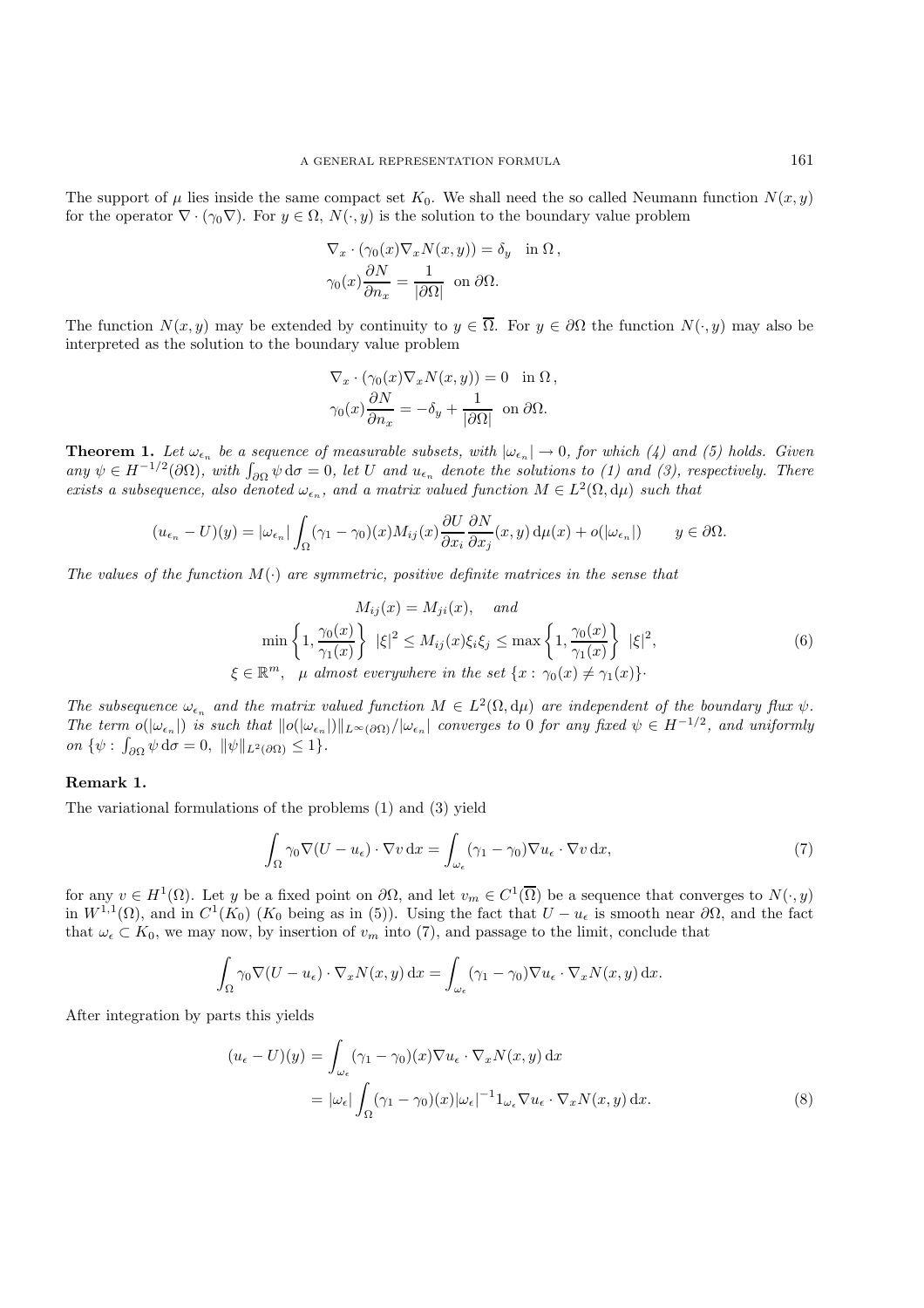The support of $\mu$ lies inside the same compact set $K_0$. We shall need the so called Neumann function $N(x, y)$ for the operator $\nabla \cdot (\gamma_0 \nabla)$. For $y \in \Omega$, $N(\cdot, y)$ is the solution to the boundary value problem

$$
\begin{aligned}
&\nabla_x \cdot (\gamma_0(x) \nabla_x N(x, y)) = \delta_y \quad \text{in } \Omega\,, \\
&\gamma_0(x) \frac{\partial N}{\partial n_x} = \frac{1}{|\partial \Omega|} \quad \text{on } \partial\Omega.
\end{aligned}
$$

The function $N(x, y)$ may be extended by continuity to $y \in \overline{\Omega}$. For $y \in \partial\Omega$ the function $N(\cdot, y)$ may also be interpreted as the solution to the boundary value problem

$$
\begin{aligned}
&\nabla_x \cdot (\gamma_0(x) \nabla_x N(x, y)) = 0 \quad \text{in } \Omega\,, \\
&\gamma_0(x) \frac{\partial N}{\partial n_x} = -\delta_y + \frac{1}{|\partial \Omega|} \quad \text{on } \partial\Omega.
\end{aligned}
$$

**Theorem 1.** *Let $\omega_{\epsilon_n}$ be a sequence of measurable subsets, with $|\omega_{\epsilon_n}| \to 0$, for which (4) and (5) holds. Given any $\psi \in H^{-1/2}(\partial\Omega)$, with $\int_{\partial\Omega} \psi \, \mathrm{d}\sigma = 0$, let $U$ and $u_{\epsilon_n}$ denote the solutions to (1) and (3), respectively. There exists a subsequence, also denoted $\omega_{\epsilon_n}$, and a matrix valued function $M \in L^2(\Omega, \mathrm{d}\mu)$ such that*

$$
(u_{\epsilon_n} - U)(y) = |\omega_{\epsilon_n}| \int_\Omega (\gamma_1 - \gamma_0)(x) M_{ij}(x) \frac{\partial U}{\partial x_i} \frac{\partial N}{\partial x_j}(x, y) \, \mathrm{d}\mu(x) + o(|\omega_{\epsilon_n}|) \qquad y \in \partial\Omega.
$$

*The values of the function $M(\cdot)$ are symmetric, positive definite matrices in the sense that*

$$
\begin{aligned}
&M_{ij}(x) = M_{ji}(x), \quad \text{and} \\
&\min\left\{1, \frac{\gamma_0(x)}{\gamma_1(x)}\right\} \ |\xi|^2 \le M_{ij}(x)\xi_i\xi_j \le \max\left\{1, \frac{\gamma_0(x)}{\gamma_1(x)}\right\} \ |\xi|^2, \\
&\xi \in \mathbb{R}^m, \quad \mu \text{ almost everywhere in the set } \{x :\, \gamma_0(x) \ne \gamma_1(x)\}\cdot
\end{aligned}
\tag{6}
$$

*The subsequence $\omega_{\epsilon_n}$ and the matrix valued function $M \in L^2(\Omega, \mathrm{d}\mu)$ are independent of the boundary flux $\psi$. The term $o(|\omega_{\epsilon_n}|)$ is such that $\|o(|\omega_{\epsilon_n}|)\|_{L^\infty(\partial\Omega)}/|\omega_{\epsilon_n}|$ converges to 0 for any fixed $\psi \in H^{-1/2}$, and uniformly on $\{\psi :\, \int_{\partial\Omega} \psi \, \mathrm{d}\sigma = 0,\ \|\psi\|_{L^2(\partial\Omega)} \le 1\}$.*

### Remark 1.

The variational formulations of the problems (1) and (3) yield

$$
\int_\Omega \gamma_0 \nabla(U - u_\epsilon) \cdot \nabla v \, \mathrm{d}x = \int_{\omega_\epsilon} (\gamma_1 - \gamma_0) \nabla u_\epsilon \cdot \nabla v \, \mathrm{d}x, \tag{7}
$$

for any $v \in H^1(\Omega)$. Let $y$ be a fixed point on $\partial\Omega$, and let $v_m \in C^1(\overline{\Omega})$ be a sequence that converges to $N(\cdot, y)$ in $W^{1,1}(\Omega)$, and in $C^1(K_0)$ ($K_0$ being as in (5)). Using the fact that $U - u_\epsilon$ is smooth near $\partial\Omega$, and the fact that $\omega_\epsilon \subset K_0$, we may now, by insertion of $v_m$ into (7), and passage to the limit, conclude that

$$
\int_\Omega \gamma_0 \nabla(U - u_\epsilon) \cdot \nabla_x N(x, y) \, \mathrm{d}x = \int_{\omega_\epsilon} (\gamma_1 - \gamma_0) \nabla u_\epsilon \cdot \nabla_x N(x, y) \, \mathrm{d}x.
$$

After integration by parts this yields

$$
\begin{aligned}
(u_\epsilon - U)(y) &= \int_{\omega_\epsilon} (\gamma_1 - \gamma_0)(x) \nabla u_\epsilon \cdot \nabla_x N(x, y) \, \mathrm{d}x \\
&= |\omega_\epsilon| \int_\Omega (\gamma_1 - \gamma_0)(x) |\omega_\epsilon|^{-1} 1_{\omega_\epsilon} \nabla u_\epsilon \cdot \nabla_x N(x, y) \, \mathrm{d}x.
\end{aligned}
\tag{8}
$$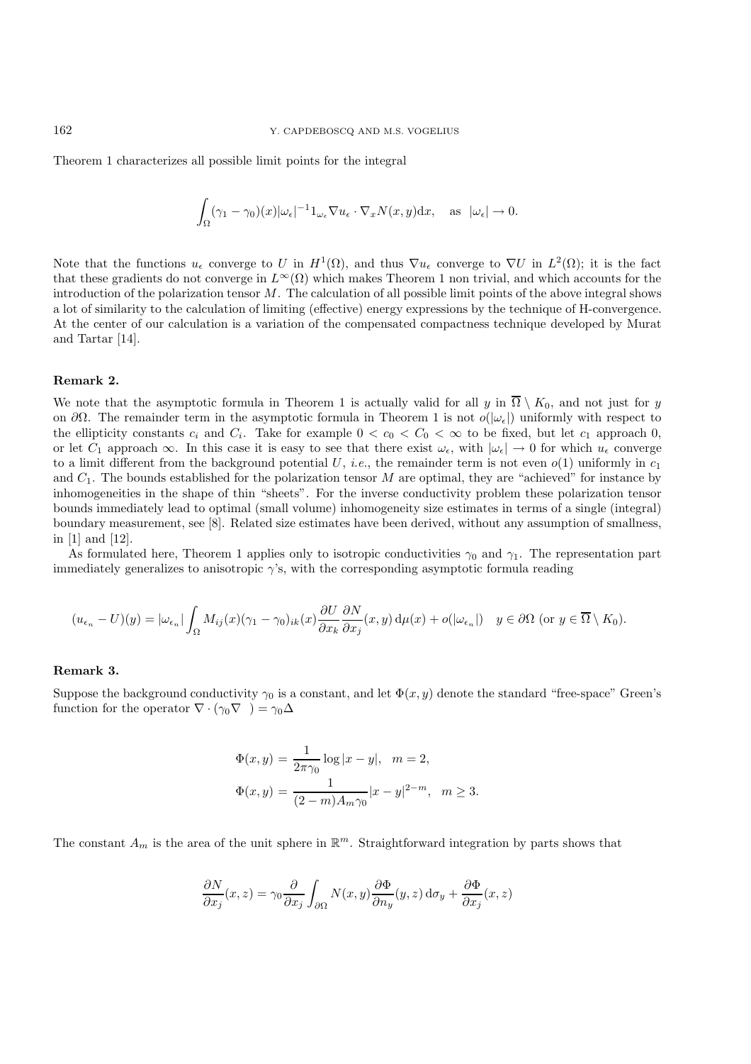Theorem 1 characterizes all possible limit points for the integral

$$\int_{\Omega}(\gamma_1-\gamma_0)(x)|\omega_\epsilon|^{-1}1_{\omega_\epsilon}\nabla u_\epsilon\cdot\nabla_x N(x,y)\mathrm{d}x,\quad \text{as}\quad |\omega_\epsilon|\to 0.$$

Note that the functions $u_\epsilon$ converge to $U$ in $H^1(\Omega)$, and thus $\nabla u_\epsilon$ converge to $\nabla U$ in $L^2(\Omega)$; it is the fact that these gradients do not converge in $L^\infty(\Omega)$ which makes Theorem 1 non trivial, and which accounts for the introduction of the polarization tensor $M$. The calculation of all possible limit points of the above integral shows a lot of similarity to the calculation of limiting (effective) energy expressions by the technique of H-convergence. At the center of our calculation is a variation of the compensated compactness technique developed by Murat and Tartar [14].

**Remark 2.**

We note that the asymptotic formula in Theorem 1 is actually valid for all $y$ in $\overline{\Omega}\setminus K_0$, and not just for $y$ on $\partial\Omega$. The remainder term in the asymptotic formula in Theorem 1 is not $o(|\omega_\epsilon|)$ uniformly with respect to the ellipticity constants $c_i$ and $C_i$. Take for example $0<c_0<C_0<\infty$ to be fixed, but let $c_1$ approach 0, or let $C_1$ approach $\infty$. In this case it is easy to see that there exist $\omega_\epsilon$, with $|\omega_\epsilon|\to 0$ for which $u_\epsilon$ converge to a limit different from the background potential $U$, *i.e.*, the remainder term is not even $o(1)$ uniformly in $c_1$ and $C_1$. The bounds established for the polarization tensor $M$ are optimal, they are "achieved" for instance by inhomogeneities in the shape of thin "sheets". For the inverse conductivity problem these polarization tensor bounds immediately lead to optimal (small volume) inhomogeneity size estimates in terms of a single (integral) boundary measurement, see [8]. Related size estimates have been derived, without any assumption of smallness, in [1] and [12].

As formulated here, Theorem 1 applies only to isotropic conductivities $\gamma_0$ and $\gamma_1$. The representation part immediately generalizes to anisotropic $\gamma$'s, with the corresponding asymptotic formula reading

$$(u_{\epsilon_n}-U)(y)=|\omega_{\epsilon_n}|\int_{\Omega}M_{ij}(x)(\gamma_1-\gamma_0)_{ik}(x)\frac{\partial U}{\partial x_k}\frac{\partial N}{\partial x_j}(x,y)\,\mathrm{d}\mu(x)+o(|\omega_{\epsilon_n}|)\quad y\in\partial\Omega\ (\text{or } y\in\overline{\Omega}\setminus K_0).$$

**Remark 3.**

Suppose the background conductivity $\gamma_0$ is a constant, and let $\Phi(x,y)$ denote the standard "free-space" Green's function for the operator $\nabla\cdot(\gamma_0\nabla\ \ )=\gamma_0\Delta$

$$\Phi(x,y)=\frac{1}{2\pi\gamma_0}\log|x-y|,\quad m=2,$$
$$\Phi(x,y)=\frac{1}{(2-m)A_m\gamma_0}|x-y|^{2-m},\quad m\geq 3.$$

The constant $A_m$ is the area of the unit sphere in $\mathbb{R}^m$. Straightforward integration by parts shows that

$$\frac{\partial N}{\partial x_j}(x,z)=\gamma_0\frac{\partial}{\partial x_j}\int_{\partial\Omega}N(x,y)\frac{\partial\Phi}{\partial n_y}(y,z)\,\mathrm{d}\sigma_y+\frac{\partial\Phi}{\partial x_j}(x,z)$$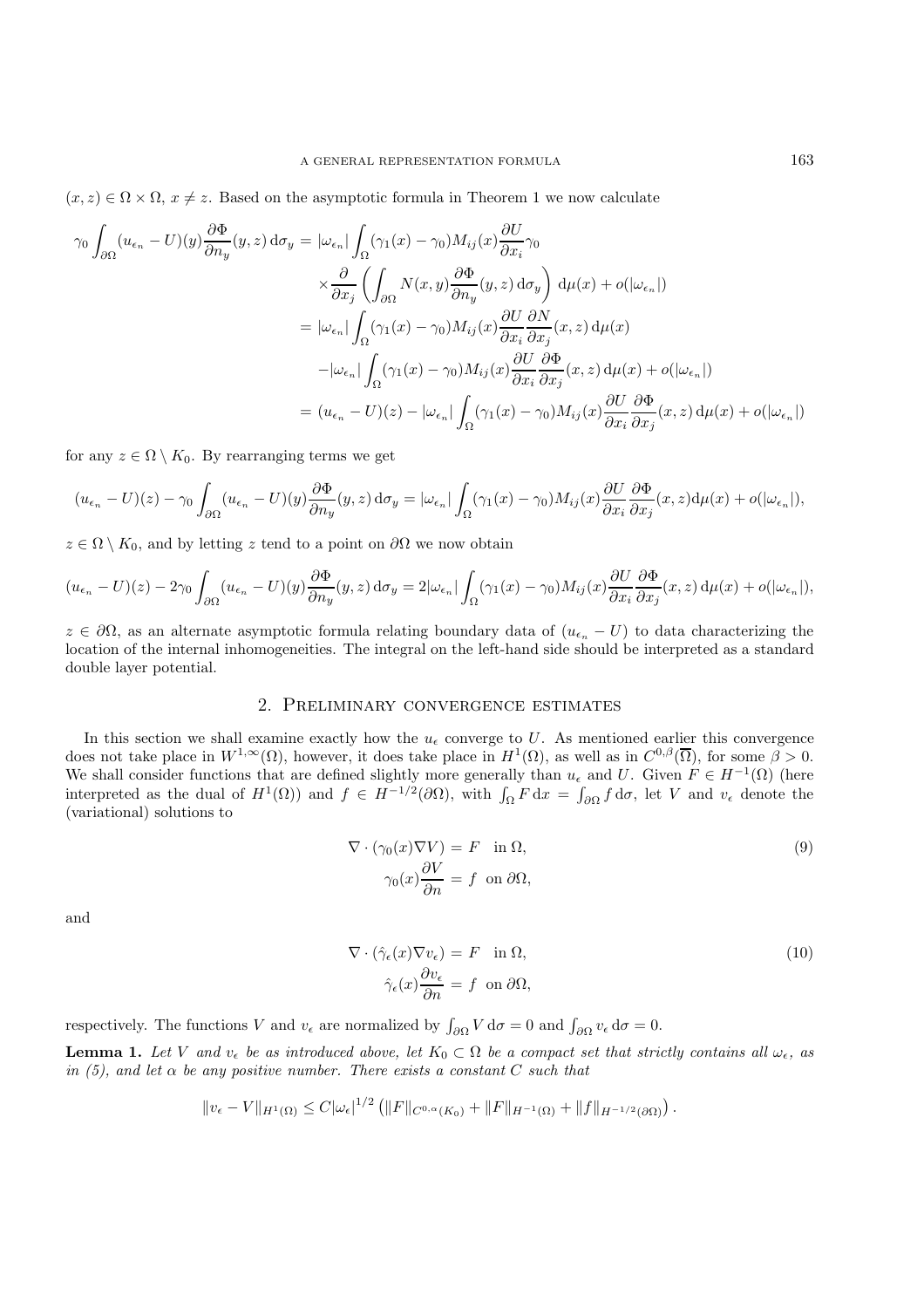$(x, z) \in \Omega \times \Omega$, $x \neq z$. Based on the asymptotic formula in Theorem 1 we now calculate

$$
\begin{aligned}
\gamma_0 \int_{\partial\Omega} (u_{\epsilon_n} - U)(y) \frac{\partial \Phi}{\partial n_y}(y, z) \, \mathrm{d}\sigma_y &= |\omega_{\epsilon_n}| \int_{\Omega} (\gamma_1(x) - \gamma_0) M_{ij}(x) \frac{\partial U}{\partial x_i} \gamma_0 \\
&\quad \times \frac{\partial}{\partial x_j} \left( \int_{\partial\Omega} N(x, y) \frac{\partial \Phi}{\partial n_y}(y, z) \, \mathrm{d}\sigma_y \right) \mathrm{d}\mu(x) + o(|\omega_{\epsilon_n}|) \\
&= |\omega_{\epsilon_n}| \int_{\Omega} (\gamma_1(x) - \gamma_0) M_{ij}(x) \frac{\partial U}{\partial x_i} \frac{\partial N}{\partial x_j}(x, z) \, \mathrm{d}\mu(x) \\
&\quad - |\omega_{\epsilon_n}| \int_{\Omega} (\gamma_1(x) - \gamma_0) M_{ij}(x) \frac{\partial U}{\partial x_i} \frac{\partial \Phi}{\partial x_j}(x, z) \, \mathrm{d}\mu(x) + o(|\omega_{\epsilon_n}|) \\
&= (u_{\epsilon_n} - U)(z) - |\omega_{\epsilon_n}| \int_{\Omega} (\gamma_1(x) - \gamma_0) M_{ij}(x) \frac{\partial U}{\partial x_i} \frac{\partial \Phi}{\partial x_j}(x, z) \, \mathrm{d}\mu(x) + o(|\omega_{\epsilon_n}|)
\end{aligned}
$$

for any $z \in \Omega \setminus K_0$. By rearranging terms we get

$$
(u_{\epsilon_n} - U)(z) - \gamma_0 \int_{\partial\Omega} (u_{\epsilon_n} - U)(y) \frac{\partial \Phi}{\partial n_y}(y, z) \, \mathrm{d}\sigma_y = |\omega_{\epsilon_n}| \int_{\Omega} (\gamma_1(x) - \gamma_0) M_{ij}(x) \frac{\partial U}{\partial x_i} \frac{\partial \Phi}{\partial x_j}(x, z) \mathrm{d}\mu(x) + o(|\omega_{\epsilon_n}|),
$$

$z \in \Omega \setminus K_0$, and by letting $z$ tend to a point on $\partial\Omega$ we now obtain

$$
(u_{\epsilon_n} - U)(z) - 2\gamma_0 \int_{\partial\Omega} (u_{\epsilon_n} - U)(y) \frac{\partial \Phi}{\partial n_y}(y, z) \, \mathrm{d}\sigma_y = 2|\omega_{\epsilon_n}| \int_{\Omega} (\gamma_1(x) - \gamma_0) M_{ij}(x) \frac{\partial U}{\partial x_i} \frac{\partial \Phi}{\partial x_j}(x, z) \, \mathrm{d}\mu(x) + o(|\omega_{\epsilon_n}|),
$$

$z \in \partial\Omega$, as an alternate asymptotic formula relating boundary data of $(u_{\epsilon_n} - U)$ to data characterizing the location of the internal inhomogeneities. The integral on the left-hand side should be interpreted as a standard double layer potential.

## 2. Preliminary convergence estimates

In this section we shall examine exactly how the $u_\epsilon$ converge to $U$. As mentioned earlier this convergence does not take place in $W^{1,\infty}(\Omega)$, however, it does take place in $H^1(\Omega)$, as well as in $C^{0,\beta}(\overline{\Omega})$, for some $\beta > 0$. We shall consider functions that are defined slightly more generally than $u_\epsilon$ and $U$. Given $F \in H^{-1}(\Omega)$ (here interpreted as the dual of $H^1(\Omega)$) and $f \in H^{-1/2}(\partial\Omega)$, with $\int_\Omega F \, \mathrm{d}x = \int_{\partial\Omega} f \, \mathrm{d}\sigma$, let $V$ and $v_\epsilon$ denote the (variational) solutions to

$$
\begin{aligned}
\nabla \cdot (\gamma_0(x) \nabla V) &= F \quad \text{in } \Omega, \\
\gamma_0(x) \frac{\partial V}{\partial n} &= f \quad \text{on } \partial\Omega,
\end{aligned}
\tag{9}
$$

and

$$
\begin{aligned}
\nabla \cdot (\hat{\gamma}_\epsilon(x) \nabla v_\epsilon) &= F \quad \text{in } \Omega, \\
\hat{\gamma}_\epsilon(x) \frac{\partial v_\epsilon}{\partial n} &= f \quad \text{on } \partial\Omega,
\end{aligned}
\tag{10}
$$

respectively. The functions $V$ and $v_\epsilon$ are normalized by $\int_{\partial\Omega} V \, \mathrm{d}\sigma = 0$ and $\int_{\partial\Omega} v_\epsilon \, \mathrm{d}\sigma = 0$.

**Lemma 1.** *Let $V$ and $v_\epsilon$ be as introduced above, let $K_0 \subset \Omega$ be a compact set that strictly contains all $\omega_\epsilon$, as in (5), and let $\alpha$ be any positive number. There exists a constant $C$ such that*

$$
\|v_\epsilon - V\|_{H^1(\Omega)} \leq C |\omega_\epsilon|^{1/2} \left( \|F\|_{C^{0,\alpha}(K_0)} + \|F\|_{H^{-1}(\Omega)} + \|f\|_{H^{-1/2}(\partial\Omega)} \right).
$$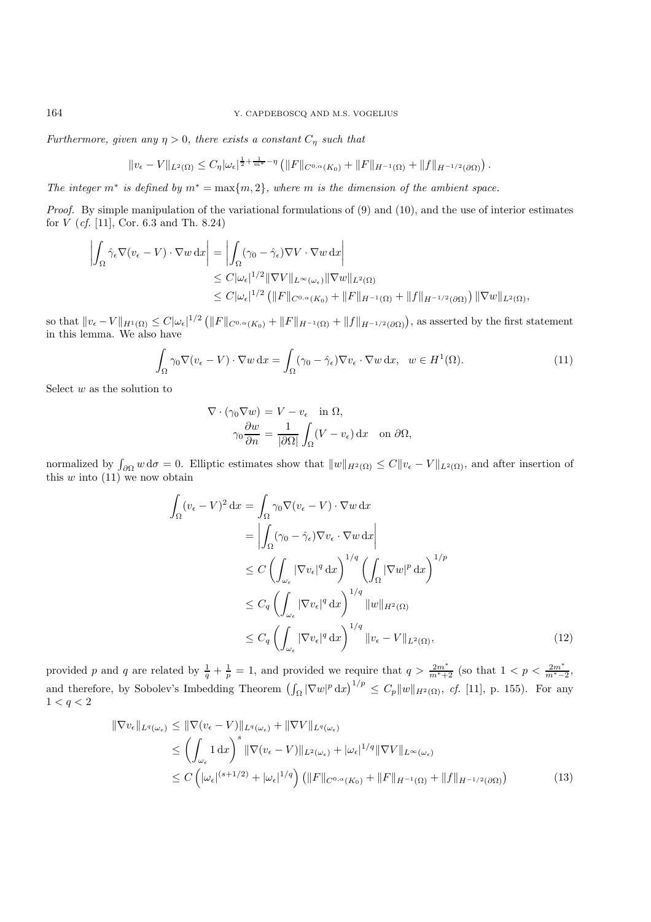*Furthermore, given any $\eta > 0$, there exists a constant $C_\eta$ such that*

$$\|v_\epsilon - V\|_{L^2(\Omega)} \le C_\eta |\omega_\epsilon|^{\frac{1}{2}+\frac{1}{m^*}-\eta} \left(\|F\|_{C^{0,\alpha}(K_0)} + \|F\|_{H^{-1}(\Omega)} + \|f\|_{H^{-1/2}(\partial\Omega)}\right).$$

*The integer $m^*$ is defined by $m^* = \max\{m, 2\}$, where $m$ is the dimension of the ambient space.*

*Proof.* By simple manipulation of the variational formulations of (9) and (10), and the use of interior estimates for $V$ (*cf.* [11], Cor. 6.3 and Th. 8.24)

$$\begin{aligned}
\left|\int_\Omega \hat{\gamma}_\epsilon \nabla(v_\epsilon - V)\cdot\nabla w \,\mathrm{d}x\right| &= \left|\int_\Omega (\gamma_0 - \hat{\gamma}_\epsilon)\nabla V\cdot\nabla w\,\mathrm{d}x\right| \\
&\le C|\omega_\epsilon|^{1/2}\|\nabla V\|_{L^\infty(\omega_\epsilon)}\|\nabla w\|_{L^2(\Omega)} \\
&\le C|\omega_\epsilon|^{1/2}\left(\|F\|_{C^{0,\alpha}(K_0)} + \|F\|_{H^{-1}(\Omega)} + \|f\|_{H^{-1/2}(\partial\Omega)}\right)\|\nabla w\|_{L^2(\Omega)},
\end{aligned}$$

so that $\|v_\epsilon - V\|_{H^1(\Omega)} \le C|\omega_\epsilon|^{1/2}\left(\|F\|_{C^{0,\alpha}(K_0)} + \|F\|_{H^{-1}(\Omega)} + \|f\|_{H^{-1/2}(\partial\Omega)}\right)$, as asserted by the first statement in this lemma. We also have

$$\int_\Omega \gamma_0\nabla(v_\epsilon - V)\cdot\nabla w\,\mathrm{d}x = \int_\Omega (\gamma_0 - \hat{\gamma}_\epsilon)\nabla v_\epsilon\cdot\nabla w\,\mathrm{d}x, \quad w\in H^1(\Omega). \tag{11}$$

Select $w$ as the solution to

$$\begin{aligned}
\nabla\cdot(\gamma_0\nabla w) &= V - v_\epsilon \quad \text{in } \Omega, \\
\gamma_0\frac{\partial w}{\partial n} &= \frac{1}{|\partial\Omega|}\int_\Omega (V - v_\epsilon)\,\mathrm{d}x \quad \text{on } \partial\Omega,
\end{aligned}$$

normalized by $\int_{\partial\Omega} w\,\mathrm{d}\sigma = 0$. Elliptic estimates show that $\|w\|_{H^2(\Omega)} \le C\|v_\epsilon - V\|_{L^2(\Omega)}$, and after insertion of this $w$ into (11) we now obtain

$$\begin{aligned}
\int_\Omega (v_\epsilon - V)^2\,\mathrm{d}x &= \int_\Omega \gamma_0\nabla(v_\epsilon - V)\cdot\nabla w\,\mathrm{d}x \\
&= \left|\int_\Omega (\gamma_0 - \hat{\gamma}_\epsilon)\nabla v_\epsilon\cdot\nabla w\,\mathrm{d}x\right| \\
&\le C\left(\int_{\omega_\epsilon}|\nabla v_\epsilon|^q\,\mathrm{d}x\right)^{1/q}\left(\int_\Omega|\nabla w|^p\,\mathrm{d}x\right)^{1/p} \\
&\le C_q\left(\int_{\omega_\epsilon}|\nabla v_\epsilon|^q\,\mathrm{d}x\right)^{1/q}\|w\|_{H^2(\Omega)} \\
&\le C_q\left(\int_{\omega_\epsilon}|\nabla v_\epsilon|^q\,\mathrm{d}x\right)^{1/q}\|v_\epsilon - V\|_{L^2(\Omega)},
\end{aligned} \tag{12}$$

provided $p$ and $q$ are related by $\frac{1}{q}+\frac{1}{p} = 1$, and provided we require that $q > \frac{2m^*}{m^*+2}$ (so that $1 < p < \frac{2m^*}{m^*-2}$, and therefore, by Sobolev's Imbedding Theorem $\left(\int_\Omega|\nabla w|^p\,\mathrm{d}x\right)^{1/p} \le C_p\|w\|_{H^2(\Omega)}$, *cf.* [11], p. 155). For any $1 < q < 2$

$$\begin{aligned}
\|\nabla v_\epsilon\|_{L^q(\omega_\epsilon)} &\le \|\nabla(v_\epsilon - V)\|_{L^q(\omega_\epsilon)} + \|\nabla V\|_{L^q(\omega_\epsilon)} \\
&\le \left(\int_{\omega_\epsilon} 1\,\mathrm{d}x\right)^s \|\nabla(v_\epsilon - V)\|_{L^2(\omega_\epsilon)} + |\omega_\epsilon|^{1/q}\|\nabla V\|_{L^\infty(\omega_\epsilon)} \\
&\le C\left(|\omega_\epsilon|^{(s+1/2)} + |\omega_\epsilon|^{1/q}\right)\left(\|F\|_{C^{0,\alpha}(K_0)} + \|F\|_{H^{-1}(\Omega)} + \|f\|_{H^{-1/2}(\partial\Omega)}\right)
\end{aligned} \tag{13}$$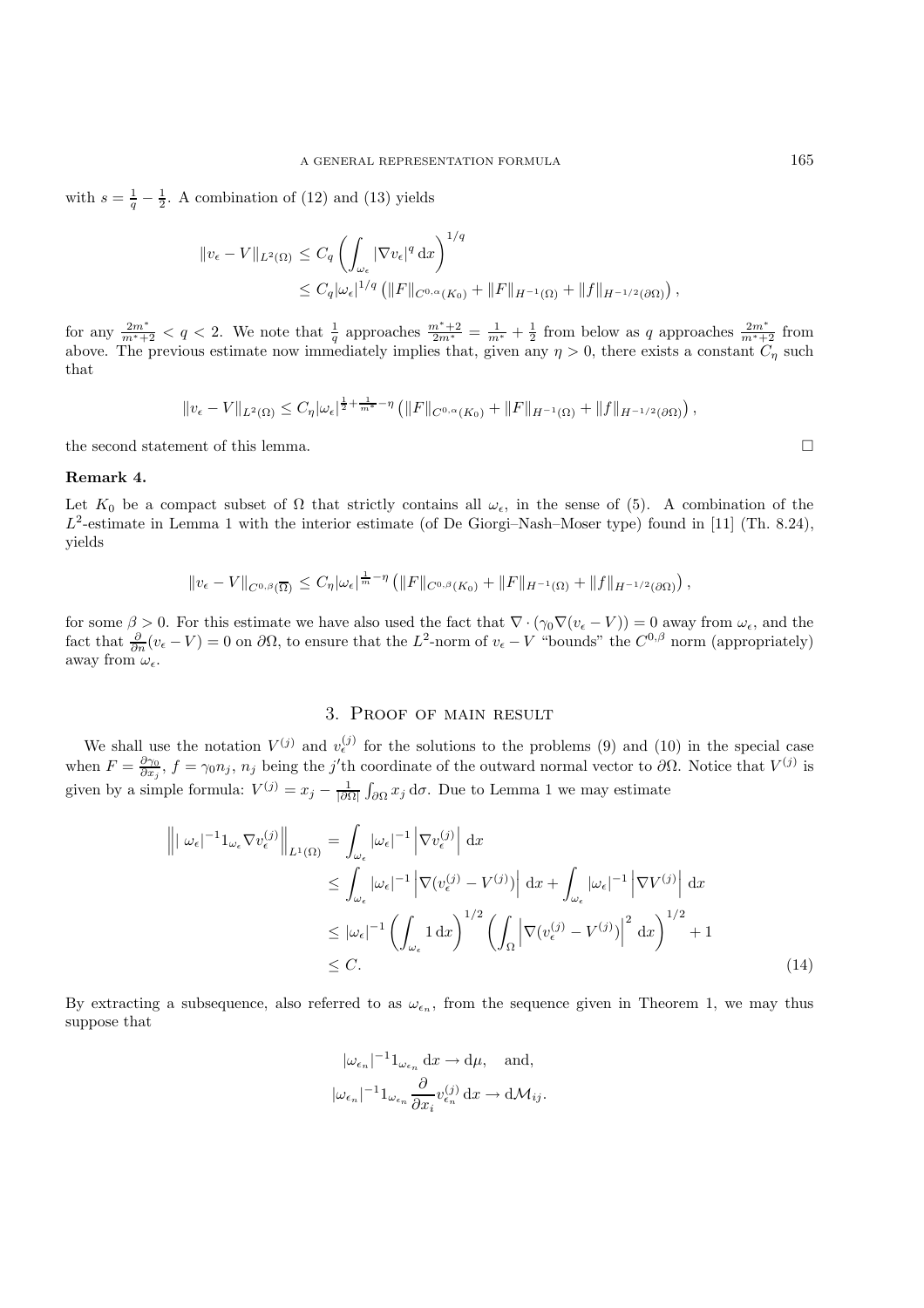with $s = \frac{1}{q} - \frac{1}{2}$. A combination of (12) and (13) yields

$$
\begin{aligned}
\|v_\epsilon - V\|_{L^2(\Omega)} &\le C_q \left( \int_{\omega_\epsilon} |\nabla v_\epsilon|^q \, \mathrm{d}x \right)^{1/q} \\
&\le C_q |\omega_\epsilon|^{1/q} \left( \|F\|_{C^{0,\alpha}(K_0)} + \|F\|_{H^{-1}(\Omega)} + \|f\|_{H^{-1/2}(\partial\Omega)} \right),
\end{aligned}
$$

for any $\frac{2m^*}{m^*+2} < q < 2$. We note that $\frac{1}{q}$ approaches $\frac{m^*+2}{2m^*} = \frac{1}{m^*} + \frac{1}{2}$ from below as $q$ approaches $\frac{2m^*}{m^*+2}$ from above. The previous estimate now immediately implies that, given any $\eta > 0$, there exists a constant $C_\eta$ such that

$$
\|v_\epsilon - V\|_{L^2(\Omega)} \le C_\eta |\omega_\epsilon|^{\frac{1}{2} + \frac{1}{m^*} - \eta} \left( \|F\|_{C^{0,\alpha}(K_0)} + \|F\|_{H^{-1}(\Omega)} + \|f\|_{H^{-1/2}(\partial\Omega)} \right),
$$

the second statement of this lemma. □

**Remark 4.**

Let $K_0$ be a compact subset of $\Omega$ that strictly contains all $\omega_\epsilon$, in the sense of (5). A combination of the $L^2$-estimate in Lemma 1 with the interior estimate (of De Giorgi–Nash–Moser type) found in [11] (Th. 8.24), yields

$$
\|v_\epsilon - V\|_{C^{0,\beta}(\overline{\Omega})} \le C_\eta |\omega_\epsilon|^{\frac{1}{m} - \eta} \left( \|F\|_{C^{0,\beta}(K_0)} + \|F\|_{H^{-1}(\Omega)} + \|f\|_{H^{-1/2}(\partial\Omega)} \right),
$$

for some $\beta > 0$. For this estimate we have also used the fact that $\nabla \cdot (\gamma_0 \nabla (v_\epsilon - V)) = 0$ away from $\omega_\epsilon$, and the fact that $\frac{\partial}{\partial n}(v_\epsilon - V) = 0$ on $\partial\Omega$, to ensure that the $L^2$-norm of $v_\epsilon - V$ "bounds" the $C^{0,\beta}$ norm (appropriately) away from $\omega_\epsilon$.

## 3. Proof of main result

We shall use the notation $V^{(j)}$ and $v_\epsilon^{(j)}$ for the solutions to the problems (9) and (10) in the special case when $F = \frac{\partial \gamma_0}{\partial x_j}$, $f = \gamma_0 n_j$, $n_j$ being the $j$'th coordinate of the outward normal vector to $\partial\Omega$. Notice that $V^{(j)}$ is given by a simple formula: $V^{(j)} = x_j - \frac{1}{|\partial\Omega|}\int_{\partial\Omega} x_j \, \mathrm{d}\sigma$. Due to Lemma 1 we may estimate

$$
\begin{aligned}
\left\| |\omega_\epsilon|^{-1} 1_{\omega_\epsilon} \nabla v_\epsilon^{(j)} \right\|_{L^1(\Omega)} &= \int_{\omega_\epsilon} |\omega_\epsilon|^{-1} \left| \nabla v_\epsilon^{(j)} \right| \mathrm{d}x \\
&\le \int_{\omega_\epsilon} |\omega_\epsilon|^{-1} \left| \nabla (v_\epsilon^{(j)} - V^{(j)}) \right| \mathrm{d}x + \int_{\omega_\epsilon} |\omega_\epsilon|^{-1} \left| \nabla V^{(j)} \right| \mathrm{d}x \\
&\le |\omega_\epsilon|^{-1} \left( \int_{\omega_\epsilon} 1 \, \mathrm{d}x \right)^{1/2} \left( \int_\Omega \left| \nabla (v_\epsilon^{(j)} - V^{(j)}) \right|^2 \mathrm{d}x \right)^{1/2} + 1 \\
&\le C. 
\end{aligned} \tag{14}
$$

By extracting a subsequence, also referred to as $\omega_{\epsilon_n}$, from the sequence given in Theorem 1, we may thus suppose that

$$
\begin{aligned}
&|\omega_{\epsilon_n}|^{-1} 1_{\omega_{\epsilon_n}} \, \mathrm{d}x \to \mathrm{d}\mu, \quad \text{and,} \\
&|\omega_{\epsilon_n}|^{-1} 1_{\omega_{\epsilon_n}} \frac{\partial}{\partial x_i} v_{\epsilon_n}^{(j)} \, \mathrm{d}x \to \mathrm{d}\mathcal{M}_{ij}.
\end{aligned}
$$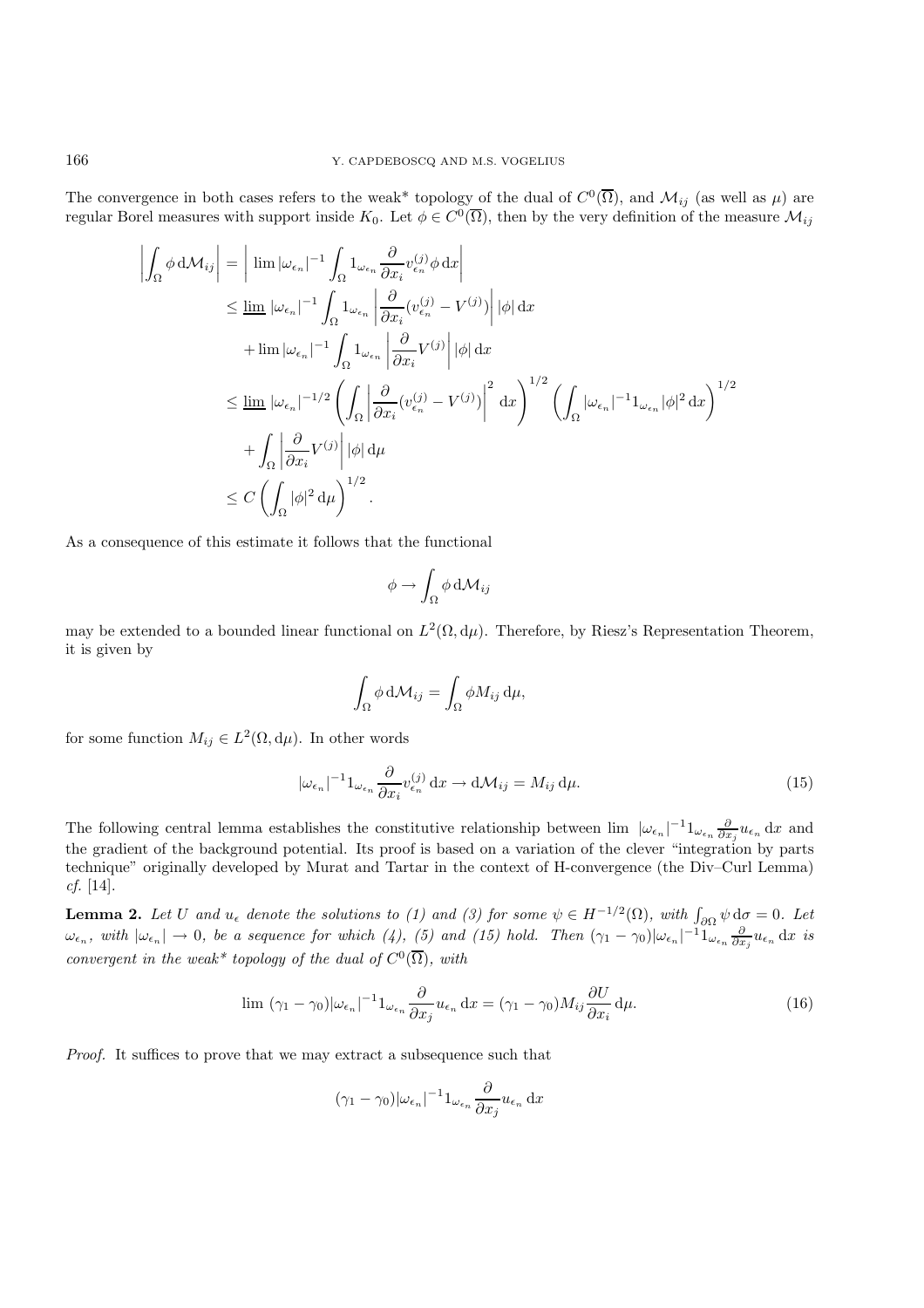The convergence in both cases refers to the weak* topology of the dual of $C^0(\overline{\Omega})$, and $\mathcal{M}_{ij}$ (as well as $\mu$) are regular Borel measures with support inside $K_0$. Let $\phi \in C^0(\overline{\Omega})$, then by the very definition of the measure $\mathcal{M}_{ij}$

$$
\begin{aligned}
\left| \int_\Omega \phi \, \mathrm{d}\mathcal{M}_{ij} \right| &= \left| \lim |\omega_{\epsilon_n}|^{-1} \int_\Omega 1_{\omega_{\epsilon_n}} \frac{\partial}{\partial x_i} v_{\epsilon_n}^{(j)} \phi \, \mathrm{d}x \right| \\
&\leq \underline{\lim}\, |\omega_{\epsilon_n}|^{-1} \int_\Omega 1_{\omega_{\epsilon_n}} \left| \frac{\partial}{\partial x_i} (v_{\epsilon_n}^{(j)} - V^{(j)}) \right| |\phi| \, \mathrm{d}x \\
&\quad + \lim |\omega_{\epsilon_n}|^{-1} \int_\Omega 1_{\omega_{\epsilon_n}} \left| \frac{\partial}{\partial x_i} V^{(j)} \right| |\phi| \, \mathrm{d}x \\
&\leq \underline{\lim}\, |\omega_{\epsilon_n}|^{-1/2} \left( \int_\Omega \left| \frac{\partial}{\partial x_i} (v_{\epsilon_n}^{(j)} - V^{(j)}) \right|^2 \mathrm{d}x \right)^{1/2} \left( \int_\Omega |\omega_{\epsilon_n}|^{-1} 1_{\omega_{\epsilon_n}} |\phi|^2 \, \mathrm{d}x \right)^{1/2} \\
&\quad + \int_\Omega \left| \frac{\partial}{\partial x_i} V^{(j)} \right| |\phi| \, \mathrm{d}\mu \\
&\leq C \left( \int_\Omega |\phi|^2 \, \mathrm{d}\mu \right)^{1/2}.
\end{aligned}
$$

As a consequence of this estimate it follows that the functional

$$
\phi \to \int_\Omega \phi \, \mathrm{d}\mathcal{M}_{ij}
$$

may be extended to a bounded linear functional on $L^2(\Omega, \mathrm{d}\mu)$. Therefore, by Riesz's Representation Theorem, it is given by

$$
\int_\Omega \phi \, \mathrm{d}\mathcal{M}_{ij} = \int_\Omega \phi M_{ij} \, \mathrm{d}\mu,
$$

for some function $M_{ij} \in L^2(\Omega, \mathrm{d}\mu)$. In other words

$$
|\omega_{\epsilon_n}|^{-1} 1_{\omega_{\epsilon_n}} \frac{\partial}{\partial x_i} v_{\epsilon_n}^{(j)} \, \mathrm{d}x \to \mathrm{d}\mathcal{M}_{ij} = M_{ij} \, \mathrm{d}\mu. \tag{15}
$$

The following central lemma establishes the constitutive relationship between $\lim\, |\omega_{\epsilon_n}|^{-1} 1_{\omega_{\epsilon_n}} \frac{\partial}{\partial x_j} u_{\epsilon_n} \, \mathrm{d}x$ and the gradient of the background potential. Its proof is based on a variation of the clever "integration by parts technique" originally developed by Murat and Tartar in the context of H-convergence (the Div–Curl Lemma) *cf.* [14].

**Lemma 2.** *Let $U$ and $u_\epsilon$ denote the solutions to (1) and (3) for some $\psi \in H^{-1/2}(\Omega)$, with $\int_{\partial\Omega} \psi \, \mathrm{d}\sigma = 0$. Let $\omega_{\epsilon_n}$, with $|\omega_{\epsilon_n}| \to 0$, be a sequence for which (4), (5) and (15) hold. Then $(\gamma_1 - \gamma_0)|\omega_{\epsilon_n}|^{-1} 1_{\omega_{\epsilon_n}} \frac{\partial}{\partial x_j} u_{\epsilon_n} \, \mathrm{d}x$ is convergent in the weak\* topology of the dual of $C^0(\overline{\Omega})$, with*

$$
\lim\, (\gamma_1 - \gamma_0)|\omega_{\epsilon_n}|^{-1} 1_{\omega_{\epsilon_n}} \frac{\partial}{\partial x_j} u_{\epsilon_n} \, \mathrm{d}x = (\gamma_1 - \gamma_0) M_{ij} \frac{\partial U}{\partial x_i} \, \mathrm{d}\mu. \tag{16}
$$

*Proof.* It suffices to prove that we may extract a subsequence such that

$$
(\gamma_1 - \gamma_0)|\omega_{\epsilon_n}|^{-1} 1_{\omega_{\epsilon_n}} \frac{\partial}{\partial x_j} u_{\epsilon_n} \, \mathrm{d}x
$$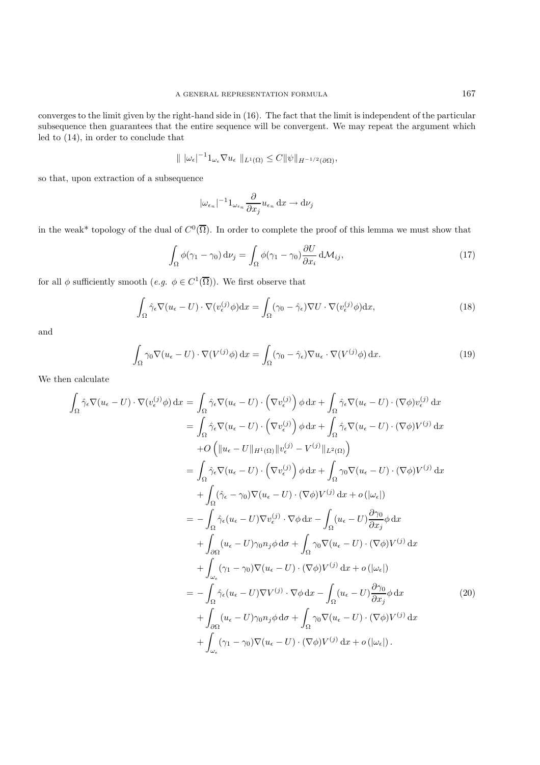converges to the limit given by the right-hand side in (16). The fact that the limit is independent of the particular subsequence then guarantees that the entire sequence will be convergent. We may repeat the argument which led to (14), in order to conclude that

$$\| \, |\omega_\epsilon|^{-1} 1_{\omega_\epsilon} \nabla u_\epsilon \, \|_{L^1(\Omega)} \leq C \|\psi\|_{H^{-1/2}(\partial\Omega)},$$

so that, upon extraction of a subsequence

$$|\omega_{\epsilon_n}|^{-1} 1_{\omega_{\epsilon_n}} \frac{\partial}{\partial x_j} u_{\epsilon_n} \, \mathrm{d}x \to \mathrm{d}\nu_j$$

in the weak* topology of the dual of $C^0(\overline{\Omega})$. In order to complete the proof of this lemma we must show that

$$\int_\Omega \phi(\gamma_1 - \gamma_0) \, \mathrm{d}\nu_j = \int_\Omega \phi(\gamma_1 - \gamma_0) \frac{\partial U}{\partial x_i} \, \mathrm{d}\mathcal{M}_{ij}, \tag{17}$$

for all $\phi$ sufficiently smooth (*e.g.* $\phi \in C^1(\overline{\Omega})$). We first observe that

$$\int_\Omega \hat{\gamma}_\epsilon \nabla(u_\epsilon - U) \cdot \nabla(v_\epsilon^{(j)} \phi) \mathrm{d}x = \int_\Omega (\gamma_0 - \hat{\gamma}_\epsilon) \nabla U \cdot \nabla(v_\epsilon^{(j)} \phi) \mathrm{d}x, \tag{18}$$

and

$$\int_\Omega \gamma_0 \nabla(u_\epsilon - U) \cdot \nabla(V^{(j)} \phi) \, \mathrm{d}x = \int_\Omega (\gamma_0 - \hat{\gamma}_\epsilon) \nabla u_\epsilon \cdot \nabla(V^{(j)} \phi) \, \mathrm{d}x. \tag{19}$$

We then calculate

$$\begin{aligned}
\int_\Omega \hat{\gamma}_\epsilon \nabla(u_\epsilon - U) \cdot \nabla(v_\epsilon^{(j)} \phi) \, \mathrm{d}x &= \int_\Omega \hat{\gamma}_\epsilon \nabla(u_\epsilon - U) \cdot \left( \nabla v_\epsilon^{(j)} \right) \phi \, \mathrm{d}x + \int_\Omega \hat{\gamma}_\epsilon \nabla(u_\epsilon - U) \cdot (\nabla \phi) v_\epsilon^{(j)} \, \mathrm{d}x \\
&= \int_\Omega \hat{\gamma}_\epsilon \nabla(u_\epsilon - U) \cdot \left( \nabla v_\epsilon^{(j)} \right) \phi \, \mathrm{d}x + \int_\Omega \hat{\gamma}_\epsilon \nabla(u_\epsilon - U) \cdot (\nabla \phi) V^{(j)} \, \mathrm{d}x \\
&\quad + O\left( \|u_\epsilon - U\|_{H^1(\Omega)} \|v_\epsilon^{(j)} - V^{(j)}\|_{L^2(\Omega)} \right) \\
&= \int_\Omega \hat{\gamma}_\epsilon \nabla(u_\epsilon - U) \cdot \left( \nabla v_\epsilon^{(j)} \right) \phi \, \mathrm{d}x + \int_\Omega \gamma_0 \nabla(u_\epsilon - U) \cdot (\nabla \phi) V^{(j)} \, \mathrm{d}x \\
&\quad + \int_\Omega (\hat{\gamma}_\epsilon - \gamma_0) \nabla(u_\epsilon - U) \cdot (\nabla \phi) V^{(j)} \, \mathrm{d}x + o\left(|\omega_\epsilon|\right) \\
&= -\int_\Omega \hat{\gamma}_\epsilon (u_\epsilon - U) \nabla v_\epsilon^{(j)} \cdot \nabla \phi \, \mathrm{d}x - \int_\Omega (u_\epsilon - U) \frac{\partial \gamma_0}{\partial x_j} \phi \, \mathrm{d}x \\
&\quad + \int_{\partial\Omega} (u_\epsilon - U) \gamma_0 n_j \phi \, \mathrm{d}\sigma + \int_\Omega \gamma_0 \nabla(u_\epsilon - U) \cdot (\nabla \phi) V^{(j)} \, \mathrm{d}x \\
&\quad + \int_{\omega_\epsilon} (\gamma_1 - \gamma_0) \nabla(u_\epsilon - U) \cdot (\nabla \phi) V^{(j)} \, \mathrm{d}x + o\left(|\omega_\epsilon|\right) \\
&= -\int_\Omega \hat{\gamma}_\epsilon (u_\epsilon - U) \nabla V^{(j)} \cdot \nabla \phi \, \mathrm{d}x - \int_\Omega (u_\epsilon - U) \frac{\partial \gamma_0}{\partial x_j} \phi \, \mathrm{d}x \\
&\quad + \int_{\partial\Omega} (u_\epsilon - U) \gamma_0 n_j \phi \, \mathrm{d}\sigma + \int_\Omega \gamma_0 \nabla(u_\epsilon - U) \cdot (\nabla \phi) V^{(j)} \, \mathrm{d}x \\
&\quad + \int_{\omega_\epsilon} (\gamma_1 - \gamma_0) \nabla(u_\epsilon - U) \cdot (\nabla \phi) V^{(j)} \, \mathrm{d}x + o\left(|\omega_\epsilon|\right).
\end{aligned} \tag{20}$$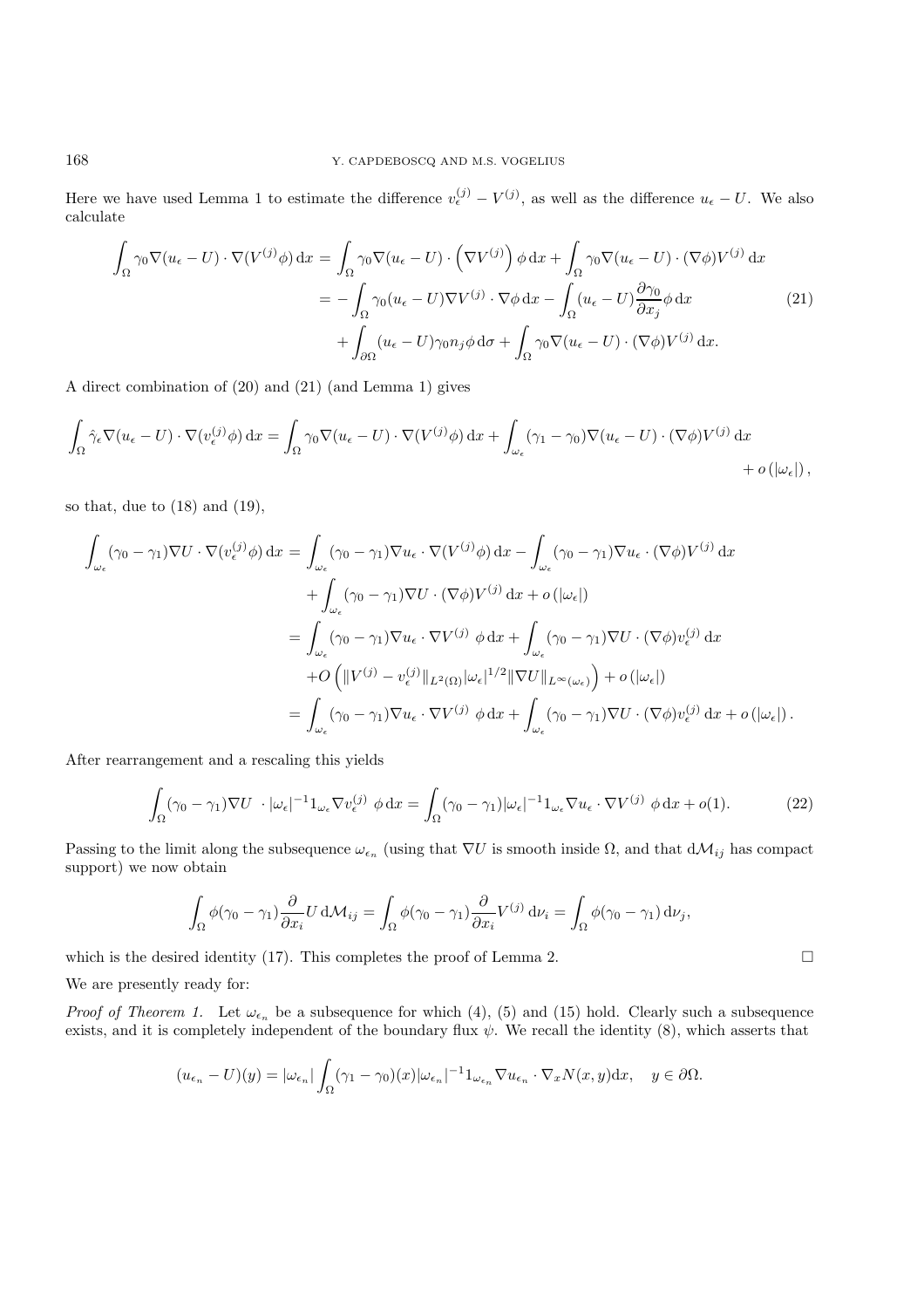Here we have used Lemma 1 to estimate the difference $v_\epsilon^{(j)} - V^{(j)}$, as well as the difference $u_\epsilon - U$. We also calculate

$$
\begin{aligned}
\int_\Omega \gamma_0 \nabla(u_\epsilon - U)\cdot\nabla(V^{(j)}\phi)\,\mathrm{d}x &= \int_\Omega \gamma_0 \nabla(u_\epsilon - U)\cdot\left(\nabla V^{(j)}\right)\phi\,\mathrm{d}x + \int_\Omega \gamma_0\nabla(u_\epsilon - U)\cdot(\nabla\phi)V^{(j)}\,\mathrm{d}x \\
&= -\int_\Omega \gamma_0 (u_\epsilon - U)\nabla V^{(j)}\cdot\nabla\phi\,\mathrm{d}x - \int_\Omega (u_\epsilon - U)\frac{\partial\gamma_0}{\partial x_j}\phi\,\mathrm{d}x \\
&\quad + \int_{\partial\Omega}(u_\epsilon - U)\gamma_0 n_j\phi\,\mathrm{d}\sigma + \int_\Omega \gamma_0\nabla(u_\epsilon - U)\cdot(\nabla\phi)V^{(j)}\,\mathrm{d}x.
\end{aligned}
\tag{21}
$$

A direct combination of (20) and (21) (and Lemma 1) gives

$$
\int_\Omega \hat\gamma_\epsilon\nabla(u_\epsilon - U)\cdot\nabla(v_\epsilon^{(j)}\phi)\,\mathrm{d}x = \int_\Omega \gamma_0\nabla(u_\epsilon - U)\cdot\nabla(V^{(j)}\phi)\,\mathrm{d}x + \int_{\omega_\epsilon}(\gamma_1-\gamma_0)\nabla(u_\epsilon - U)\cdot(\nabla\phi)V^{(j)}\,\mathrm{d}x + o\left(|\omega_\epsilon|\right),
$$

so that, due to (18) and (19),

$$
\begin{aligned}
\int_{\omega_\epsilon}(\gamma_0-\gamma_1)\nabla U\cdot\nabla(v_\epsilon^{(j)}\phi)\,\mathrm{d}x &= \int_{\omega_\epsilon}(\gamma_0-\gamma_1)\nabla u_\epsilon\cdot\nabla(V^{(j)}\phi)\,\mathrm{d}x - \int_{\omega_\epsilon}(\gamma_0-\gamma_1)\nabla u_\epsilon\cdot(\nabla\phi)V^{(j)}\,\mathrm{d}x \\
&\quad + \int_{\omega_\epsilon}(\gamma_0-\gamma_1)\nabla U\cdot(\nabla\phi)V^{(j)}\,\mathrm{d}x + o\left(|\omega_\epsilon|\right) \\
&= \int_{\omega_\epsilon}(\gamma_0-\gamma_1)\nabla u_\epsilon\cdot\nabla V^{(j)}\;\phi\,\mathrm{d}x + \int_{\omega_\epsilon}(\gamma_0-\gamma_1)\nabla U\cdot(\nabla\phi)v_\epsilon^{(j)}\,\mathrm{d}x \\
&\quad + O\left(\|V^{(j)} - v_\epsilon^{(j)}\|_{L^2(\Omega)}|\omega_\epsilon|^{1/2}\|\nabla U\|_{L^\infty(\omega_\epsilon)}\right) + o\left(|\omega_\epsilon|\right) \\
&= \int_{\omega_\epsilon}(\gamma_0-\gamma_1)\nabla u_\epsilon\cdot\nabla V^{(j)}\;\phi\,\mathrm{d}x + \int_{\omega_\epsilon}(\gamma_0-\gamma_1)\nabla U\cdot(\nabla\phi)v_\epsilon^{(j)}\,\mathrm{d}x + o\left(|\omega_\epsilon|\right).
\end{aligned}
$$

After rearrangement and a rescaling this yields

$$
\int_\Omega(\gamma_0-\gamma_1)\nabla U\;\cdot|\omega_\epsilon|^{-1}1_{\omega_\epsilon}\nabla v_\epsilon^{(j)}\;\phi\,\mathrm{d}x = \int_\Omega(\gamma_0-\gamma_1)|\omega_\epsilon|^{-1}1_{\omega_\epsilon}\nabla u_\epsilon\cdot\nabla V^{(j)}\;\phi\,\mathrm{d}x + o(1). \tag{22}
$$

Passing to the limit along the subsequence $\omega_{\epsilon_n}$ (using that $\nabla U$ is smooth inside $\Omega$, and that $\mathrm{d}\mathcal{M}_{ij}$ has compact support) we now obtain

$$
\int_\Omega \phi(\gamma_0-\gamma_1)\frac{\partial}{\partial x_i}U\,\mathrm{d}\mathcal{M}_{ij} = \int_\Omega\phi(\gamma_0-\gamma_1)\frac{\partial}{\partial x_i}V^{(j)}\,\mathrm{d}\nu_i = \int_\Omega\phi(\gamma_0-\gamma_1)\,\mathrm{d}\nu_j,
$$

which is the desired identity (17). This completes the proof of Lemma 2. □

We are presently ready for:

*Proof of Theorem 1.* Let $\omega_{\epsilon_n}$ be a subsequence for which (4), (5) and (15) hold. Clearly such a subsequence exists, and it is completely independent of the boundary flux $\psi$. We recall the identity (8), which asserts that

$$
(u_{\epsilon_n} - U)(y) = |\omega_{\epsilon_n}|\int_\Omega(\gamma_1-\gamma_0)(x)|\omega_{\epsilon_n}|^{-1}1_{\omega_{\epsilon_n}}\nabla u_{\epsilon_n}\cdot\nabla_x N(x,y)\mathrm{d}x, \quad y\in\partial\Omega.
$$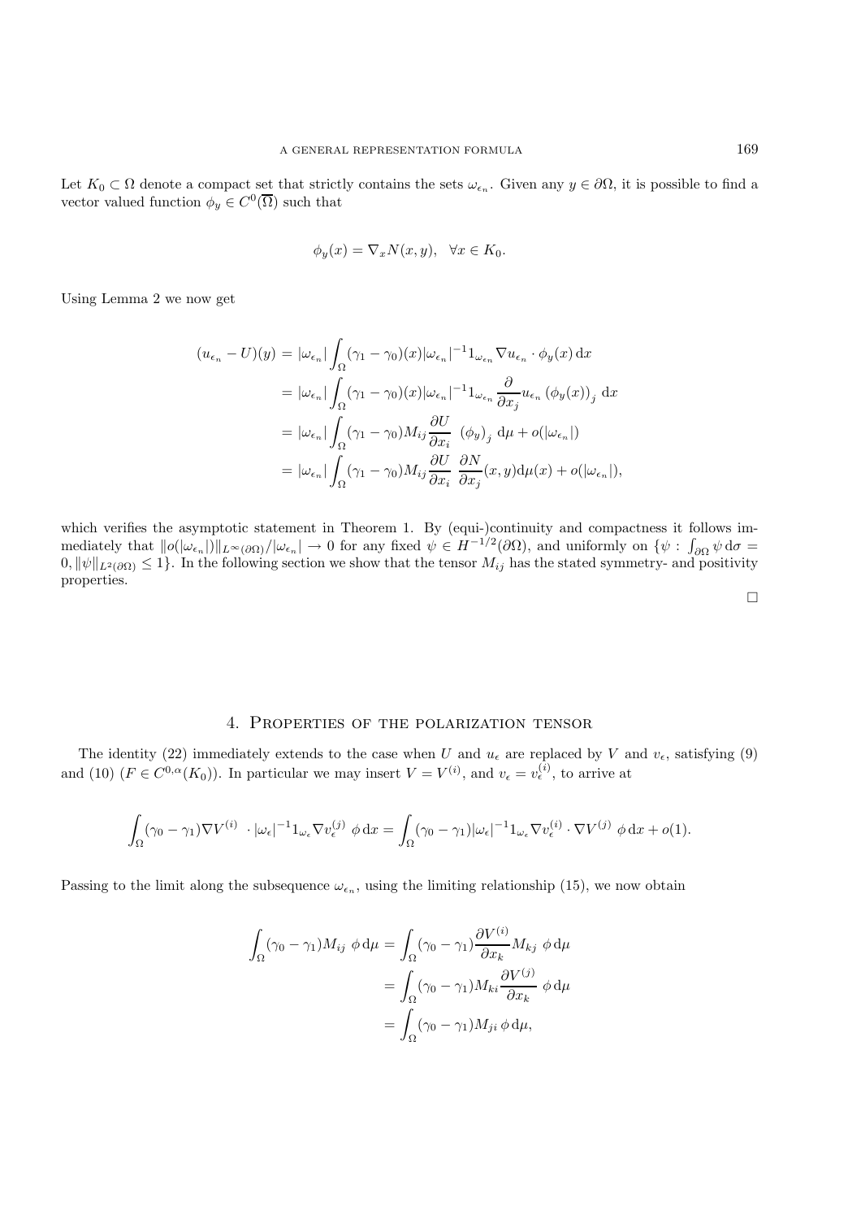Let $K_0 \subset \Omega$ denote a compact set that strictly contains the sets $\omega_{\epsilon_n}$. Given any $y \in \partial\Omega$, it is possible to find a vector valued function $\phi_y \in C^0(\overline{\Omega})$ such that

$$\phi_y(x) = \nabla_x N(x,y), \quad \forall x \in K_0.$$

Using Lemma 2 we now get

$$\begin{aligned}
(u_{\epsilon_n} - U)(y) &= |\omega_{\epsilon_n}| \int_\Omega (\gamma_1 - \gamma_0)(x) |\omega_{\epsilon_n}|^{-1} 1_{\omega_{\epsilon_n}} \nabla u_{\epsilon_n} \cdot \phi_y(x)\, \mathrm{d}x \\
&= |\omega_{\epsilon_n}| \int_\Omega (\gamma_1 - \gamma_0)(x) |\omega_{\epsilon_n}|^{-1} 1_{\omega_{\epsilon_n}} \frac{\partial}{\partial x_j} u_{\epsilon_n} \left(\phi_y(x)\right)_j \, \mathrm{d}x \\
&= |\omega_{\epsilon_n}| \int_\Omega (\gamma_1 - \gamma_0) M_{ij} \frac{\partial U}{\partial x_i} \; (\phi_y)_j \, \mathrm{d}\mu + o(|\omega_{\epsilon_n}|) \\
&= |\omega_{\epsilon_n}| \int_\Omega (\gamma_1 - \gamma_0) M_{ij} \frac{\partial U}{\partial x_i} \; \frac{\partial N}{\partial x_j}(x,y) \mathrm{d}\mu(x) + o(|\omega_{\epsilon_n}|),
\end{aligned}$$

which verifies the asymptotic statement in Theorem 1. By (equi-)continuity and compactness it follows immediately that $\|o(|\omega_{\epsilon_n}|)\|_{L^\infty(\partial\Omega)}/|\omega_{\epsilon_n}| \to 0$ for any fixed $\psi \in H^{-1/2}(\partial\Omega)$, and uniformly on $\{\psi : \int_{\partial\Omega} \psi \, \mathrm{d}\sigma = 0, \|\psi\|_{L^2(\partial\Omega)} \leq 1\}$. In the following section we show that the tensor $M_{ij}$ has the stated symmetry- and positivity properties.

□

## 4. Properties of the polarization tensor

The identity (22) immediately extends to the case when $U$ and $u_\epsilon$ are replaced by $V$ and $v_\epsilon$, satisfying (9) and (10) ($F \in C^{0,\alpha}(K_0)$). In particular we may insert $V = V^{(i)}$, and $v_\epsilon = v_\epsilon^{(i)}$, to arrive at

$$\int_\Omega (\gamma_0 - \gamma_1) \nabla V^{(i)} \; \cdot |\omega_\epsilon|^{-1} 1_{\omega_\epsilon} \nabla v_\epsilon^{(j)} \; \phi \, \mathrm{d}x = \int_\Omega (\gamma_0 - \gamma_1) |\omega_\epsilon|^{-1} 1_{\omega_\epsilon} \nabla v_\epsilon^{(i)} \cdot \nabla V^{(j)} \; \phi \, \mathrm{d}x + o(1).$$

Passing to the limit along the subsequence $\omega_{\epsilon_n}$, using the limiting relationship (15), we now obtain

$$\begin{aligned}
\int_\Omega (\gamma_0 - \gamma_1) M_{ij} \; \phi \, \mathrm{d}\mu &= \int_\Omega (\gamma_0 - \gamma_1) \frac{\partial V^{(i)}}{\partial x_k} M_{kj} \; \phi \, \mathrm{d}\mu \\
&= \int_\Omega (\gamma_0 - \gamma_1) M_{ki} \frac{\partial V^{(j)}}{\partial x_k} \; \phi \, \mathrm{d}\mu \\
&= \int_\Omega (\gamma_0 - \gamma_1) M_{ji} \, \phi \, \mathrm{d}\mu,
\end{aligned}$$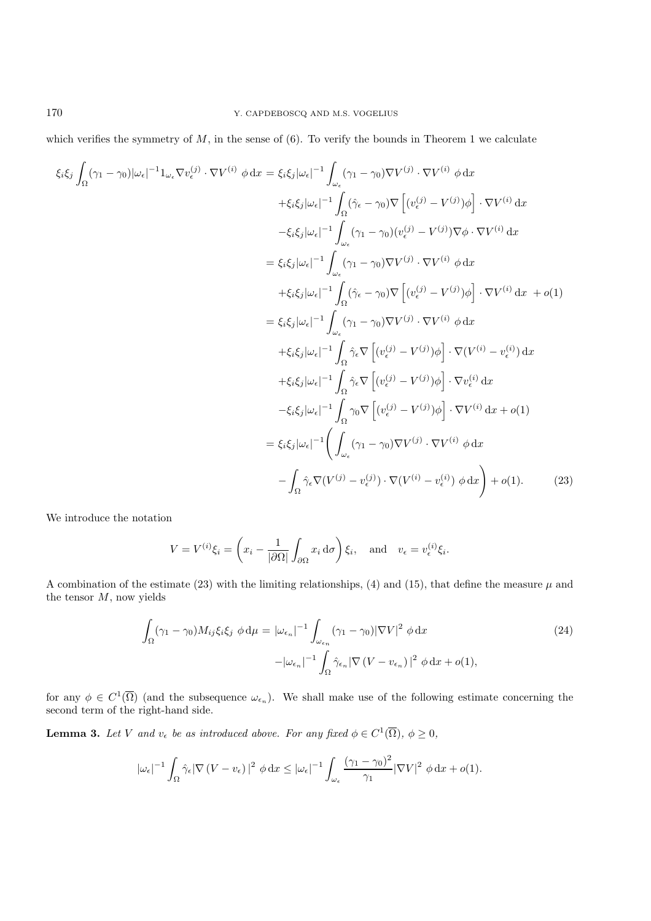which verifies the symmetry of $M$, in the sense of (6). To verify the bounds in Theorem 1 we calculate

$$
\begin{aligned}
\xi_i\xi_j \int_\Omega (\gamma_1-\gamma_0)|\omega_\epsilon|^{-1} 1_{\omega_\epsilon} \nabla v_\epsilon^{(j)} \cdot \nabla V^{(i)} \ \phi \,\mathrm{d}x &= \xi_i\xi_j |\omega_\epsilon|^{-1} \int_{\omega_\epsilon} (\gamma_1-\gamma_0) \nabla V^{(j)} \cdot \nabla V^{(i)} \ \phi \,\mathrm{d}x \\
&\quad + \xi_i\xi_j |\omega_\epsilon|^{-1} \int_\Omega (\hat\gamma_\epsilon - \gamma_0) \nabla \left[ (v_\epsilon^{(j)} - V^{(j)})\phi \right] \cdot \nabla V^{(i)} \,\mathrm{d}x \\
&\quad - \xi_i\xi_j |\omega_\epsilon|^{-1} \int_{\omega_\epsilon} (\gamma_1-\gamma_0)(v_\epsilon^{(j)} - V^{(j)}) \nabla\phi \cdot \nabla V^{(i)} \,\mathrm{d}x \\
&= \xi_i\xi_j |\omega_\epsilon|^{-1} \int_{\omega_\epsilon} (\gamma_1-\gamma_0) \nabla V^{(j)} \cdot \nabla V^{(i)} \ \phi \,\mathrm{d}x \\
&\quad + \xi_i\xi_j |\omega_\epsilon|^{-1} \int_\Omega (\hat\gamma_\epsilon - \gamma_0) \nabla \left[ (v_\epsilon^{(j)} - V^{(j)})\phi \right] \cdot \nabla V^{(i)} \,\mathrm{d}x \ + o(1) \\
&= \xi_i\xi_j |\omega_\epsilon|^{-1} \int_{\omega_\epsilon} (\gamma_1-\gamma_0) \nabla V^{(j)} \cdot \nabla V^{(i)} \ \phi \,\mathrm{d}x \\
&\quad + \xi_i\xi_j |\omega_\epsilon|^{-1} \int_\Omega \hat\gamma_\epsilon \nabla \left[ (v_\epsilon^{(j)} - V^{(j)})\phi \right] \cdot \nabla (V^{(i)} - v_\epsilon^{(i)}) \,\mathrm{d}x \\
&\quad + \xi_i\xi_j |\omega_\epsilon|^{-1} \int_\Omega \hat\gamma_\epsilon \nabla \left[ (v_\epsilon^{(j)} - V^{(j)})\phi \right] \cdot \nabla v_\epsilon^{(i)} \,\mathrm{d}x \\
&\quad - \xi_i\xi_j |\omega_\epsilon|^{-1} \int_\Omega \gamma_0 \nabla \left[ (v_\epsilon^{(j)} - V^{(j)})\phi \right] \cdot \nabla V^{(i)} \,\mathrm{d}x + o(1) \\
&= \xi_i\xi_j |\omega_\epsilon|^{-1} \Bigg( \int_{\omega_\epsilon} (\gamma_1-\gamma_0) \nabla V^{(j)} \cdot \nabla V^{(i)} \ \phi \,\mathrm{d}x \\
&\quad - \int_\Omega \hat\gamma_\epsilon \nabla (V^{(j)} - v_\epsilon^{(j)}) \cdot \nabla (V^{(i)} - v_\epsilon^{(i)}) \ \phi \,\mathrm{d}x \Bigg) + o(1). \qquad (23)
\end{aligned}
$$

We introduce the notation

$$
V = V^{(i)}\xi_i = \left( x_i - \frac{1}{|\partial\Omega|}\int_{\partial\Omega} x_i \,\mathrm{d}\sigma \right)\xi_i, \quad \text{and} \quad v_\epsilon = v_\epsilon^{(i)}\xi_i.
$$

A combination of the estimate (23) with the limiting relationships, (4) and (15), that define the measure $\mu$ and the tensor $M$, now yields

$$
\begin{aligned}
\int_\Omega (\gamma_1-\gamma_0) M_{ij}\xi_i\xi_j \ \phi \,\mathrm{d}\mu &= |\omega_{\epsilon_n}|^{-1} \int_{\omega_{\epsilon_n}} (\gamma_1-\gamma_0) |\nabla V|^2 \ \phi \,\mathrm{d}x \qquad (24) \\
&\quad - |\omega_{\epsilon_n}|^{-1} \int_\Omega \hat\gamma_{\epsilon_n} |\nabla (V - v_{\epsilon_n})|^2 \ \phi \,\mathrm{d}x + o(1),
\end{aligned}
$$

for any $\phi \in C^1(\overline{\Omega})$ (and the subsequence $\omega_{\epsilon_n}$). We shall make use of the following estimate concerning the second term of the right-hand side.

**Lemma 3.** *Let $V$ and $v_\epsilon$ be as introduced above. For any fixed $\phi \in C^1(\overline{\Omega})$, $\phi \geq 0$,*

$$
|\omega_\epsilon|^{-1} \int_\Omega \hat\gamma_\epsilon |\nabla (V - v_\epsilon)|^2 \ \phi \,\mathrm{d}x \leq |\omega_\epsilon|^{-1} \int_{\omega_\epsilon} \frac{(\gamma_1-\gamma_0)^2}{\gamma_1} |\nabla V|^2 \ \phi \,\mathrm{d}x + o(1).
$$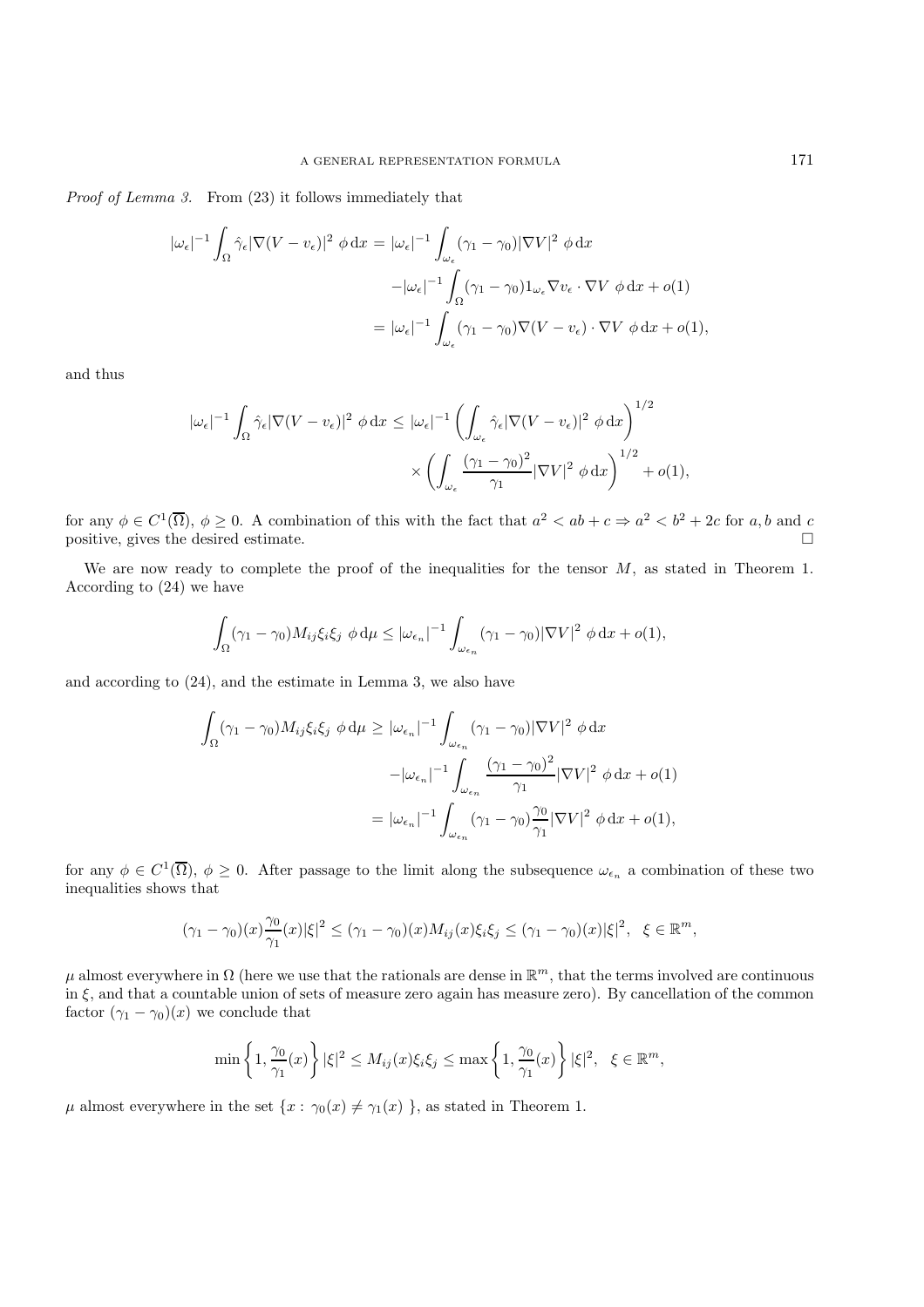*Proof of Lemma 3.* From (23) it follows immediately that

$$
\begin{aligned}
|\omega_\epsilon|^{-1}\int_\Omega \hat{\gamma}_\epsilon|\nabla(V-v_\epsilon)|^2\ \phi\,\mathrm{d}x &= |\omega_\epsilon|^{-1}\int_{\omega_\epsilon}(\gamma_1-\gamma_0)|\nabla V|^2\ \phi\,\mathrm{d}x \\
&\quad -|\omega_\epsilon|^{-1}\int_\Omega(\gamma_1-\gamma_0)1_{\omega_\epsilon}\nabla v_\epsilon\cdot\nabla V\ \phi\,\mathrm{d}x+o(1) \\
&= |\omega_\epsilon|^{-1}\int_{\omega_\epsilon}(\gamma_1-\gamma_0)\nabla(V-v_\epsilon)\cdot\nabla V\ \phi\,\mathrm{d}x+o(1),
\end{aligned}
$$

and thus

$$
\begin{aligned}
|\omega_\epsilon|^{-1}\int_\Omega \hat{\gamma}_\epsilon|\nabla(V-v_\epsilon)|^2\ \phi\,\mathrm{d}x &\leq |\omega_\epsilon|^{-1}\left(\int_{\omega_\epsilon}\hat{\gamma}_\epsilon|\nabla(V-v_\epsilon)|^2\ \phi\,\mathrm{d}x\right)^{1/2} \\
&\quad \times\left(\int_{\omega_\epsilon}\frac{(\gamma_1-\gamma_0)^2}{\gamma_1}|\nabla V|^2\ \phi\,\mathrm{d}x\right)^{1/2}+o(1),
\end{aligned}
$$

for any $\phi\in C^1(\overline{\Omega})$, $\phi\geq 0$. A combination of this with the fact that $a^2<ab+c\Rightarrow a^2<b^2+2c$ for $a,b$ and $c$ positive, gives the desired estimate. $\square$

We are now ready to complete the proof of the inequalities for the tensor $M$, as stated in Theorem 1. According to (24) we have

$$
\int_\Omega(\gamma_1-\gamma_0)M_{ij}\xi_i\xi_j\ \phi\,\mathrm{d}\mu\leq|\omega_{\epsilon_n}|^{-1}\int_{\omega_{\epsilon_n}}(\gamma_1-\gamma_0)|\nabla V|^2\ \phi\,\mathrm{d}x+o(1),
$$

and according to (24), and the estimate in Lemma 3, we also have

$$
\begin{aligned}
\int_\Omega(\gamma_1-\gamma_0)M_{ij}\xi_i\xi_j\ \phi\,\mathrm{d}\mu &\geq |\omega_{\epsilon_n}|^{-1}\int_{\omega_{\epsilon_n}}(\gamma_1-\gamma_0)|\nabla V|^2\ \phi\,\mathrm{d}x \\
&\quad -|\omega_{\epsilon_n}|^{-1}\int_{\omega_{\epsilon_n}}\frac{(\gamma_1-\gamma_0)^2}{\gamma_1}|\nabla V|^2\ \phi\,\mathrm{d}x+o(1) \\
&= |\omega_{\epsilon_n}|^{-1}\int_{\omega_{\epsilon_n}}(\gamma_1-\gamma_0)\frac{\gamma_0}{\gamma_1}|\nabla V|^2\ \phi\,\mathrm{d}x+o(1),
\end{aligned}
$$

for any $\phi\in C^1(\overline{\Omega})$, $\phi\geq 0$. After passage to the limit along the subsequence $\omega_{\epsilon_n}$ a combination of these two inequalities shows that

$$
(\gamma_1-\gamma_0)(x)\frac{\gamma_0}{\gamma_1}(x)|\xi|^2\leq(\gamma_1-\gamma_0)(x)M_{ij}(x)\xi_i\xi_j\leq(\gamma_1-\gamma_0)(x)|\xi|^2,\quad \xi\in\mathbb{R}^m,
$$

$\mu$ almost everywhere in $\Omega$ (here we use that the rationals are dense in $\mathbb{R}^m$, that the terms involved are continuous in $\xi$, and that a countable union of sets of measure zero again has measure zero). By cancellation of the common factor $(\gamma_1-\gamma_0)(x)$ we conclude that

$$
\min\left\{1,\frac{\gamma_0}{\gamma_1}(x)\right\}|\xi|^2\leq M_{ij}(x)\xi_i\xi_j\leq\max\left\{1,\frac{\gamma_0}{\gamma_1}(x)\right\}|\xi|^2,\quad \xi\in\mathbb{R}^m,
$$

$\mu$ almost everywhere in the set $\{x:\ \gamma_0(x)\neq\gamma_1(x)\ \}$, as stated in Theorem 1.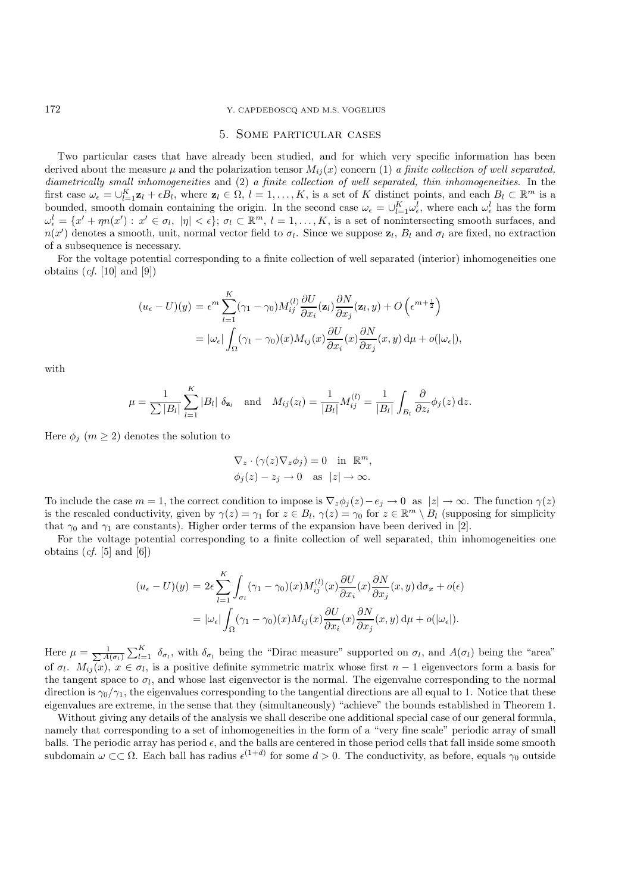## 5. Some particular cases

Two particular cases that have already been studied, and for which very specific information has been derived about the measure $\mu$ and the polarization tensor $M_{ij}(x)$ concern (1) *a finite collection of well separated, diametrically small inhomogeneities* and (2) *a finite collection of well separated, thin inhomogeneities*. In the first case $\omega_\epsilon = \cup_{l=1}^K \mathbf{z}_l + \epsilon B_l$, where $\mathbf{z}_l \in \Omega$, $l = 1, \ldots, K$, is a set of $K$ distinct points, and each $B_l \subset \mathbb{R}^m$ is a bounded, smooth domain containing the origin. In the second case $\omega_\epsilon = \cup_{l=1}^K \omega_\epsilon^l$, where each $\omega_\epsilon^l$ has the form $\omega_\epsilon^l = \{x' + \eta n(x') : \, x' \in \sigma_l, \; |\eta| < \epsilon\}$; $\sigma_l \subset \mathbb{R}^m$, $l = 1, \ldots, K$, is a set of nonintersecting smooth surfaces, and $n(x')$ denotes a smooth, unit, normal vector field to $\sigma_l$. Since we suppose $\mathbf{z}_l$, $B_l$ and $\sigma_l$ are fixed, no extraction of a subsequence is necessary.

For the voltage potential corresponding to a finite collection of well separated (interior) inhomogeneities one obtains (*cf.* [10] and [9])

$$
\begin{aligned}
(u_\epsilon - U)(y) &= \epsilon^m \sum_{l=1}^K (\gamma_1 - \gamma_0) M_{ij}^{(l)} \frac{\partial U}{\partial x_i}(\mathbf{z}_l) \frac{\partial N}{\partial x_j}(\mathbf{z}_l, y) + O\left(\epsilon^{m+\frac{1}{2}}\right) \\
&= |\omega_\epsilon| \int_\Omega (\gamma_1 - \gamma_0)(x) M_{ij}(x) \frac{\partial U}{\partial x_i}(x) \frac{\partial N}{\partial x_j}(x, y) \, \mathrm{d}\mu + o(|\omega_\epsilon|),
\end{aligned}
$$

with

$$
\mu = \frac{1}{\sum |B_l|} \sum_{l=1}^K |B_l| \; \delta_{\mathbf{z}_l} \quad \text{and} \quad M_{ij}(z_l) = \frac{1}{|B_l|} M_{ij}^{(l)} = \frac{1}{|B_l|} \int_{B_l} \frac{\partial}{\partial z_i} \phi_j(z) \, \mathrm{d}z.
$$

Here $\phi_j$ $(m \geq 2)$ denotes the solution to

$$
\begin{aligned}
&\nabla_z \cdot (\gamma(z) \nabla_z \phi_j) = 0 \quad \text{in } \mathbb{R}^m, \\
&\phi_j(z) - z_j \to 0 \quad \text{as } |z| \to \infty.
\end{aligned}
$$

To include the case $m = 1$, the correct condition to impose is $\nabla_z \phi_j(z) - e_j \to 0$ as $|z| \to \infty$. The function $\gamma(z)$ is the rescaled conductivity, given by $\gamma(z) = \gamma_1$ for $z \in B_l$, $\gamma(z) = \gamma_0$ for $z \in \mathbb{R}^m \setminus B_l$ (supposing for simplicity that $\gamma_0$ and $\gamma_1$ are constants). Higher order terms of the expansion have been derived in [2].

For the voltage potential corresponding to a finite collection of well separated, thin inhomogeneities one obtains (*cf.* [5] and [6])

$$
\begin{aligned}
(u_\epsilon - U)(y) &= 2\epsilon \sum_{l=1}^K \int_{\sigma_l} (\gamma_1 - \gamma_0)(x) M_{ij}^{(l)}(x) \frac{\partial U}{\partial x_i}(x) \frac{\partial N}{\partial x_j}(x, y) \, \mathrm{d}\sigma_x + o(\epsilon) \\
&= |\omega_\epsilon| \int_\Omega (\gamma_1 - \gamma_0)(x) M_{ij}(x) \frac{\partial U}{\partial x_i}(x) \frac{\partial N}{\partial x_j}(x, y) \, \mathrm{d}\mu + o(|\omega_\epsilon|).
\end{aligned}
$$

Here $\mu = \frac{1}{\sum A(\sigma_l)} \sum_{l=1}^K \delta_{\sigma_l}$, with $\delta_{\sigma_l}$ being the "Dirac measure" supported on $\sigma_l$, and $A(\sigma_l)$ being the "area" of $\sigma_l$. $M_{ij}(x)$, $x \in \sigma_l$, is a positive definite symmetric matrix whose first $n-1$ eigenvectors form a basis for the tangent space to $\sigma_l$, and whose last eigenvector is the normal. The eigenvalue corresponding to the normal direction is $\gamma_0/\gamma_1$, the eigenvalues corresponding to the tangential directions are all equal to 1. Notice that these eigenvalues are extreme, in the sense that they (simultaneously) "achieve" the bounds established in Theorem 1.

Without giving any details of the analysis we shall describe one additional special case of our general formula, namely that corresponding to a set of inhomogeneities in the form of a "very fine scale" periodic array of small balls. The periodic array has period $\epsilon$, and the balls are centered in those period cells that fall inside some smooth subdomain $\omega \subset\subset \Omega$. Each ball has radius $\epsilon^{(1+d)}$ for some $d > 0$. The conductivity, as before, equals $\gamma_0$ outside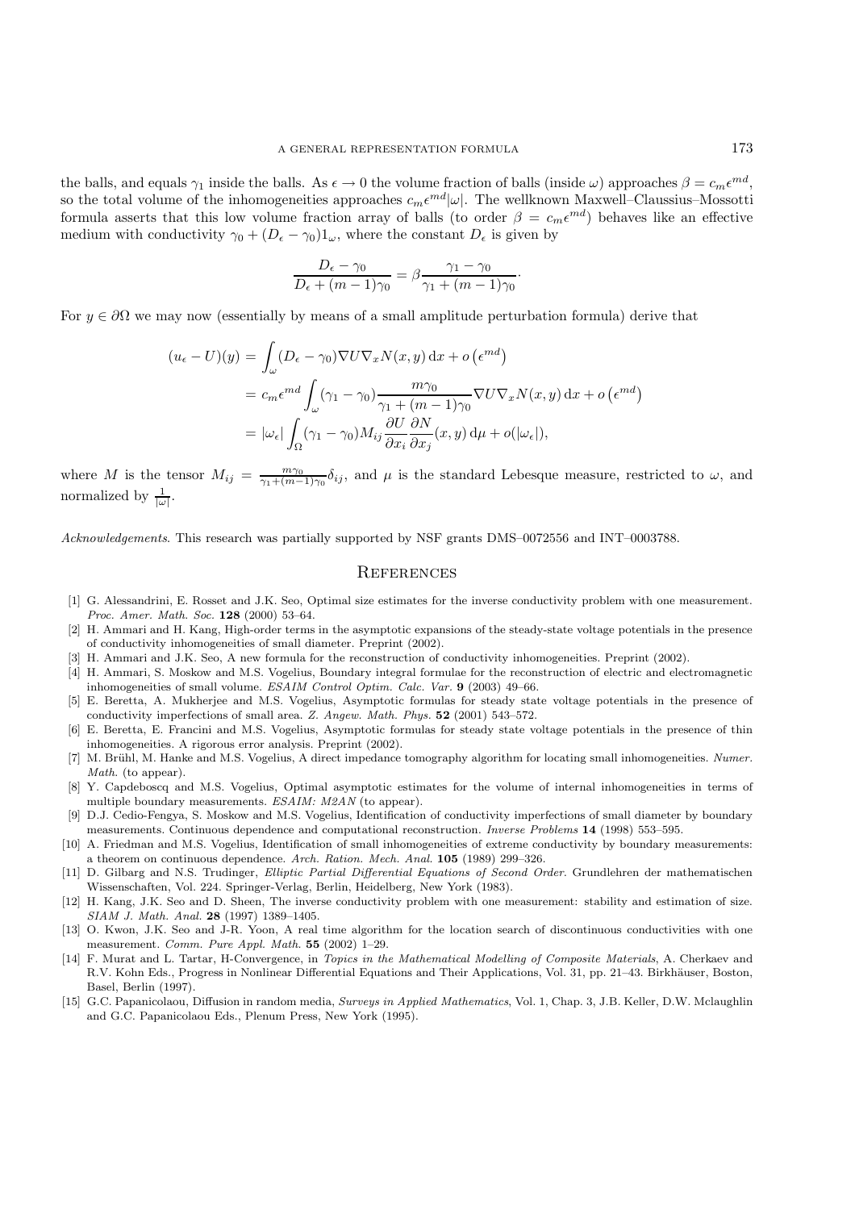the balls, and equals $\gamma_1$ inside the balls. As $\epsilon \to 0$ the volume fraction of balls (inside $\omega$) approaches $\beta = c_m \epsilon^{md}$, so the total volume of the inhomogeneities approaches $c_m \epsilon^{md}|\omega|$. The wellknown Maxwell–Claussius–Mossotti formula asserts that this low volume fraction array of balls (to order $\beta = c_m \epsilon^{md}$) behaves like an effective medium with conductivity $\gamma_0 + (D_\epsilon - \gamma_0)1_\omega$, where the constant $D_\epsilon$ is given by

$$\frac{D_\epsilon - \gamma_0}{D_\epsilon + (m-1)\gamma_0} = \beta \frac{\gamma_1 - \gamma_0}{\gamma_1 + (m-1)\gamma_0}.$$

For $y \in \partial\Omega$ we may now (essentially by means of a small amplitude perturbation formula) derive that

$$\begin{aligned}
(u_\epsilon - U)(y) &= \int_\omega (D_\epsilon - \gamma_0) \nabla U \nabla_x N(x,y)\,\mathrm{d}x + o\left(\epsilon^{md}\right) \\
&= c_m \epsilon^{md} \int_\omega (\gamma_1 - \gamma_0) \frac{m\gamma_0}{\gamma_1 + (m-1)\gamma_0} \nabla U \nabla_x N(x,y)\,\mathrm{d}x + o\left(\epsilon^{md}\right) \\
&= |\omega_\epsilon| \int_\Omega (\gamma_1 - \gamma_0) M_{ij} \frac{\partial U}{\partial x_i} \frac{\partial N}{\partial x_j}(x,y)\,\mathrm{d}\mu + o(|\omega_\epsilon|),
\end{aligned}$$

where $M$ is the tensor $M_{ij} = \frac{m\gamma_0}{\gamma_1 + (m-1)\gamma_0}\delta_{ij}$, and $\mu$ is the standard Lebesque measure, restricted to $\omega$, and normalized by $\frac{1}{|\omega|}$.

*Acknowledgements*. This research was partially supported by NSF grants DMS–0072556 and INT–0003788.

## References

[1] G. Alessandrini, E. Rosset and J.K. Seo, Optimal size estimates for the inverse conductivity problem with one measurement. *Proc. Amer. Math. Soc.* **128** (2000) 53–64.

[2] H. Ammari and H. Kang, High-order terms in the asymptotic expansions of the steady-state voltage potentials in the presence of conductivity inhomogeneities of small diameter. Preprint (2002).

[3] H. Ammari and J.K. Seo, A new formula for the reconstruction of conductivity inhomogeneities. Preprint (2002).

[4] H. Ammari, S. Moskow and M.S. Vogelius, Boundary integral formulae for the reconstruction of electric and electromagnetic inhomogeneities of small volume. *ESAIM Control Optim. Calc. Var.* **9** (2003) 49–66.

[5] E. Beretta, A. Mukherjee and M.S. Vogelius, Asymptotic formulas for steady state voltage potentials in the presence of conductivity imperfections of small area. *Z. Angew. Math. Phys.* **52** (2001) 543–572.

[6] E. Beretta, E. Francini and M.S. Vogelius, Asymptotic formulas for steady state voltage potentials in the presence of thin inhomogeneities. A rigorous error analysis. Preprint (2002).

[7] M. Brühl, M. Hanke and M.S. Vogelius, A direct impedance tomography algorithm for locating small inhomogeneities. *Numer. Math.* (to appear).

[8] Y. Capdeboscq and M.S. Vogelius, Optimal asymptotic estimates for the volume of internal inhomogeneities in terms of multiple boundary measurements. *ESAIM: M2AN* (to appear).

[9] D.J. Cedio-Fengya, S. Moskow and M.S. Vogelius, Identification of conductivity imperfections of small diameter by boundary measurements. Continuous dependence and computational reconstruction. *Inverse Problems* **14** (1998) 553–595.

[10] A. Friedman and M.S. Vogelius, Identification of small inhomogeneities of extreme conductivity by boundary measurements: a theorem on continuous dependence. *Arch. Ration. Mech. Anal.* **105** (1989) 299–326.

[11] D. Gilbarg and N.S. Trudinger, *Elliptic Partial Differential Equations of Second Order*. Grundlehren der mathematischen Wissenschaften, Vol. 224. Springer-Verlag, Berlin, Heidelberg, New York (1983).

[12] H. Kang, J.K. Seo and D. Sheen, The inverse conductivity problem with one measurement: stability and estimation of size. *SIAM J. Math. Anal.* **28** (1997) 1389–1405.

[13] O. Kwon, J.K. Seo and J-R. Yoon, A real time algorithm for the location search of discontinuous conductivities with one measurement. *Comm. Pure Appl. Math.* **55** (2002) 1–29.

[14] F. Murat and L. Tartar, H-Convergence, in *Topics in the Mathematical Modelling of Composite Materials*, A. Cherkaev and R.V. Kohn Eds., Progress in Nonlinear Differential Equations and Their Applications, Vol. 31, pp. 21–43. Birkhäuser, Boston, Basel, Berlin (1997).

[15] G.C. Papanicolaou, Diffusion in random media, *Surveys in Applied Mathematics*, Vol. 1, Chap. 3, J.B. Keller, D.W. Mclaughlin and G.C. Papanicolaou Eds., Plenum Press, New York (1995).